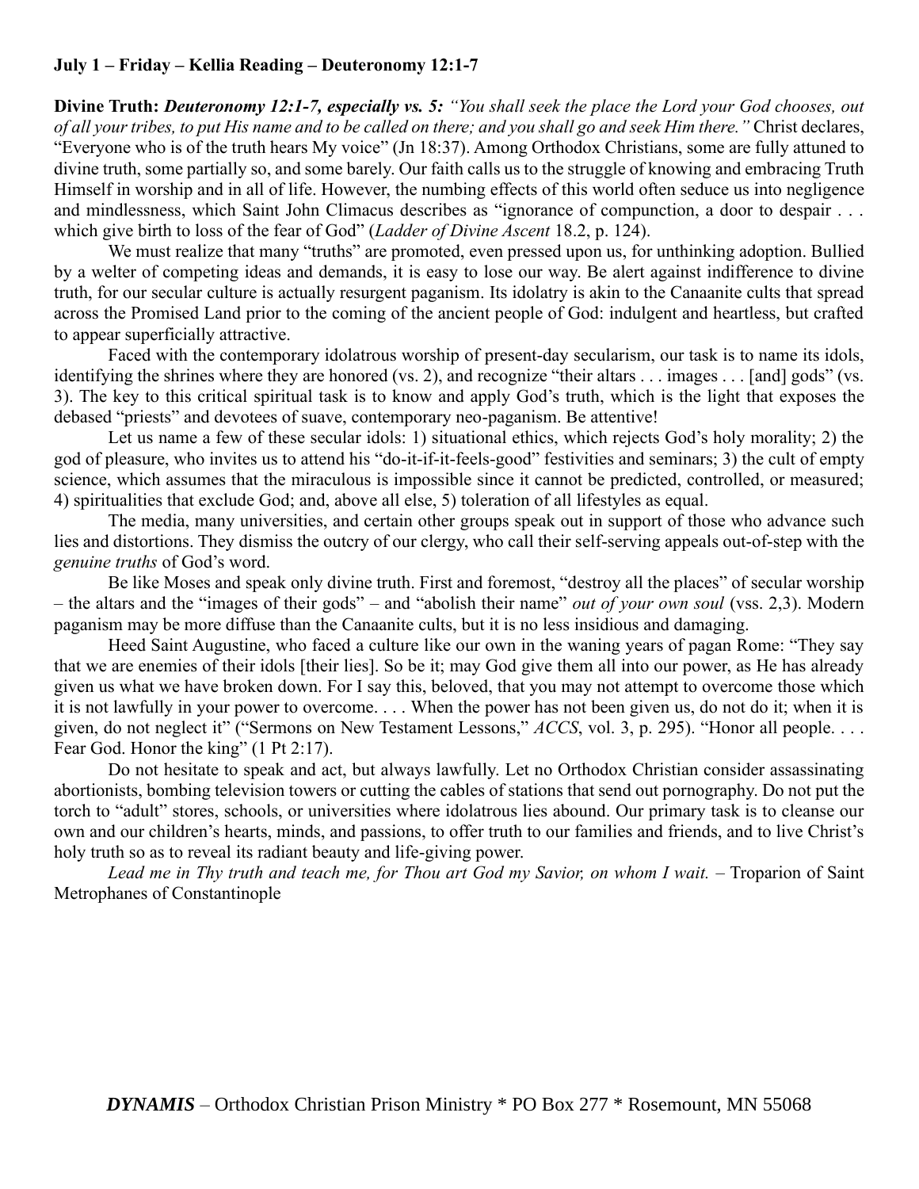**July 1 – Friday – Kellia Reading – Deuteronomy 12:1-7**

**Divine Truth:** ***Deuteronomy 12:1-7, especially vs. 5:*** *"You shall seek the place the Lord your God chooses, out of all your tribes, to put His name and to be called on there; and you shall go and seek Him there."* Christ declares, "Everyone who is of the truth hears My voice" (Jn 18:37). Among Orthodox Christians, some are fully attuned to divine truth, some partially so, and some barely. Our faith calls us to the struggle of knowing and embracing Truth Himself in worship and in all of life. However, the numbing effects of this world often seduce us into negligence and mindlessness, which Saint John Climacus describes as "ignorance of compunction, a door to despair . . . which give birth to loss of the fear of God" (*Ladder of Divine Ascent* 18.2, p. 124).

We must realize that many "truths" are promoted, even pressed upon us, for unthinking adoption. Bullied by a welter of competing ideas and demands, it is easy to lose our way. Be alert against indifference to divine truth, for our secular culture is actually resurgent paganism. Its idolatry is akin to the Canaanite cults that spread across the Promised Land prior to the coming of the ancient people of God: indulgent and heartless, but crafted to appear superficially attractive.

Faced with the contemporary idolatrous worship of present-day secularism, our task is to name its idols, identifying the shrines where they are honored (vs. 2), and recognize "their altars . . . images . . . [and] gods" (vs. 3). The key to this critical spiritual task is to know and apply God's truth, which is the light that exposes the debased "priests" and devotees of suave, contemporary neo-paganism. Be attentive!

Let us name a few of these secular idols: 1) situational ethics, which rejects God's holy morality; 2) the god of pleasure, who invites us to attend his "do-it-if-it-feels-good" festivities and seminars; 3) the cult of empty science, which assumes that the miraculous is impossible since it cannot be predicted, controlled, or measured; 4) spiritualities that exclude God; and, above all else, 5) toleration of all lifestyles as equal.

The media, many universities, and certain other groups speak out in support of those who advance such lies and distortions. They dismiss the outcry of our clergy, who call their self-serving appeals out-of-step with the *genuine truths* of God's word.

Be like Moses and speak only divine truth. First and foremost, "destroy all the places" of secular worship – the altars and the "images of their gods" – and "abolish their name" *out of your own soul* (vss. 2,3). Modern paganism may be more diffuse than the Canaanite cults, but it is no less insidious and damaging.

Heed Saint Augustine, who faced a culture like our own in the waning years of pagan Rome: "They say that we are enemies of their idols [their lies]. So be it; may God give them all into our power, as He has already given us what we have broken down. For I say this, beloved, that you may not attempt to overcome those which it is not lawfully in your power to overcome. . . . When the power has not been given us, do not do it; when it is given, do not neglect it" ("Sermons on New Testament Lessons," *ACCS*, vol. 3, p. 295). "Honor all people. . . . Fear God. Honor the king" (1 Pt 2:17).

Do not hesitate to speak and act, but always lawfully. Let no Orthodox Christian consider assassinating abortionists, bombing television towers or cutting the cables of stations that send out pornography. Do not put the torch to "adult" stores, schools, or universities where idolatrous lies abound. Our primary task is to cleanse our own and our children's hearts, minds, and passions, to offer truth to our families and friends, and to live Christ's holy truth so as to reveal its radiant beauty and life-giving power.

*Lead me in Thy truth and teach me, for Thou art God my Savior, on whom I wait.* – Troparion of Saint Metrophanes of Constantinople

***DYNAMIS*** – Orthodox Christian Prison Ministry * PO Box 277 * Rosemount, MN 55068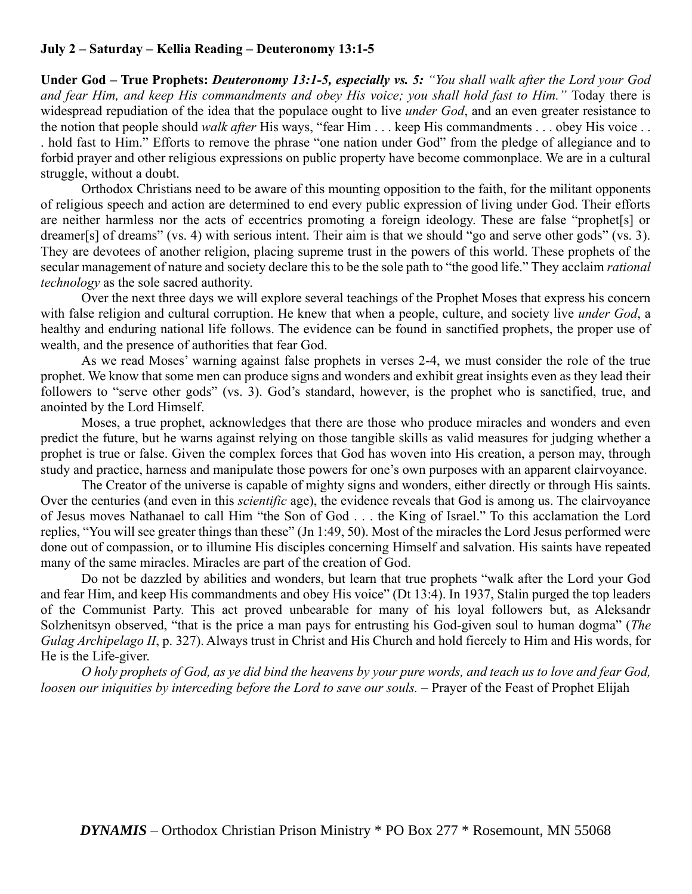**July 2 – Saturday – Kellia Reading – Deuteronomy 13:1-5**

**Under God – True Prophets:** ***Deuteronomy 13:1-5, especially vs. 5:*** *"You shall walk after the Lord your God and fear Him, and keep His commandments and obey His voice; you shall hold fast to Him."* Today there is widespread repudiation of the idea that the populace ought to live *under God*, and an even greater resistance to the notion that people should *walk after* His ways, "fear Him . . . keep His commandments . . . obey His voice . . . hold fast to Him." Efforts to remove the phrase "one nation under God" from the pledge of allegiance and to forbid prayer and other religious expressions on public property have become commonplace. We are in a cultural struggle, without a doubt.

Orthodox Christians need to be aware of this mounting opposition to the faith, for the militant opponents of religious speech and action are determined to end every public expression of living under God. Their efforts are neither harmless nor the acts of eccentrics promoting a foreign ideology. These are false "prophet[s] or dreamer[s] of dreams" (vs. 4) with serious intent. Their aim is that we should "go and serve other gods" (vs. 3). They are devotees of another religion, placing supreme trust in the powers of this world. These prophets of the secular management of nature and society declare this to be the sole path to "the good life." They acclaim *rational technology* as the sole sacred authority.

Over the next three days we will explore several teachings of the Prophet Moses that express his concern with false religion and cultural corruption. He knew that when a people, culture, and society live *under God*, a healthy and enduring national life follows. The evidence can be found in sanctified prophets, the proper use of wealth, and the presence of authorities that fear God.

As we read Moses' warning against false prophets in verses 2-4, we must consider the role of the true prophet. We know that some men can produce signs and wonders and exhibit great insights even as they lead their followers to "serve other gods" (vs. 3). God's standard, however, is the prophet who is sanctified, true, and anointed by the Lord Himself.

Moses, a true prophet, acknowledges that there are those who produce miracles and wonders and even predict the future, but he warns against relying on those tangible skills as valid measures for judging whether a prophet is true or false. Given the complex forces that God has woven into His creation, a person may, through study and practice, harness and manipulate those powers for one's own purposes with an apparent clairvoyance.

The Creator of the universe is capable of mighty signs and wonders, either directly or through His saints. Over the centuries (and even in this *scientific* age), the evidence reveals that God is among us. The clairvoyance of Jesus moves Nathanael to call Him "the Son of God . . . the King of Israel." To this acclamation the Lord replies, "You will see greater things than these" (Jn 1:49, 50). Most of the miracles the Lord Jesus performed were done out of compassion, or to illumine His disciples concerning Himself and salvation. His saints have repeated many of the same miracles. Miracles are part of the creation of God.

Do not be dazzled by abilities and wonders, but learn that true prophets "walk after the Lord your God and fear Him, and keep His commandments and obey His voice" (Dt 13:4). In 1937, Stalin purged the top leaders of the Communist Party. This act proved unbearable for many of his loyal followers but, as Aleksandr Solzhenitsyn observed, "that is the price a man pays for entrusting his God-given soul to human dogma" (*The Gulag Archipelago II*, p. 327). Always trust in Christ and His Church and hold fiercely to Him and His words, for He is the Life-giver.

*O holy prophets of God, as ye did bind the heavens by your pure words, and teach us to love and fear God, loosen our iniquities by interceding before the Lord to save our souls.* – Prayer of the Feast of Prophet Elijah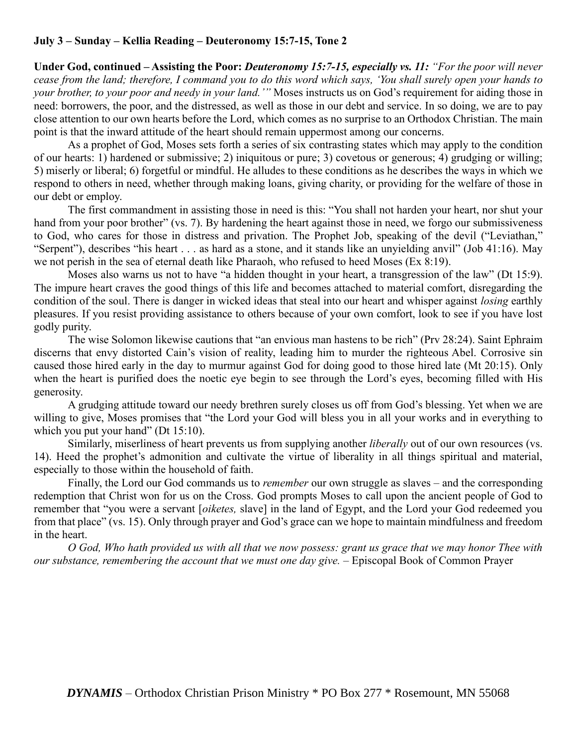**July 3 – Sunday – Kellia Reading – Deuteronomy 15:7-15, Tone 2**

**Under God, continued – Assisting the Poor:** ***Deuteronomy 15:7-15, especially vs. 11:*** *"For the poor will never cease from the land; therefore, I command you to do this word which says, 'You shall surely open your hands to your brother, to your poor and needy in your land.'"* Moses instructs us on God's requirement for aiding those in need: borrowers, the poor, and the distressed, as well as those in our debt and service. In so doing, we are to pay close attention to our own hearts before the Lord, which comes as no surprise to an Orthodox Christian. The main point is that the inward attitude of the heart should remain uppermost among our concerns.

As a prophet of God, Moses sets forth a series of six contrasting states which may apply to the condition of our hearts: 1) hardened or submissive; 2) iniquitous or pure; 3) covetous or generous; 4) grudging or willing; 5) miserly or liberal; 6) forgetful or mindful. He alludes to these conditions as he describes the ways in which we respond to others in need, whether through making loans, giving charity, or providing for the welfare of those in our debt or employ.

The first commandment in assisting those in need is this: "You shall not harden your heart, nor shut your hand from your poor brother" (vs. 7). By hardening the heart against those in need, we forgo our submissiveness to God, who cares for those in distress and privation. The Prophet Job, speaking of the devil ("Leviathan," "Serpent"), describes "his heart . . . as hard as a stone, and it stands like an unyielding anvil" (Job 41:16). May we not perish in the sea of eternal death like Pharaoh, who refused to heed Moses (Ex 8:19).

Moses also warns us not to have "a hidden thought in your heart, a transgression of the law" (Dt 15:9). The impure heart craves the good things of this life and becomes attached to material comfort, disregarding the condition of the soul. There is danger in wicked ideas that steal into our heart and whisper against *losing* earthly pleasures. If you resist providing assistance to others because of your own comfort, look to see if you have lost godly purity.

The wise Solomon likewise cautions that "an envious man hastens to be rich" (Prv 28:24). Saint Ephraim discerns that envy distorted Cain's vision of reality, leading him to murder the righteous Abel. Corrosive sin caused those hired early in the day to murmur against God for doing good to those hired late (Mt 20:15). Only when the heart is purified does the noetic eye begin to see through the Lord's eyes, becoming filled with His generosity.

A grudging attitude toward our needy brethren surely closes us off from God's blessing. Yet when we are willing to give, Moses promises that "the Lord your God will bless you in all your works and in everything to which you put your hand" (Dt 15:10).

Similarly, miserliness of heart prevents us from supplying another *liberally* out of our own resources (vs. 14). Heed the prophet's admonition and cultivate the virtue of liberality in all things spiritual and material, especially to those within the household of faith.

Finally, the Lord our God commands us to *remember* our own struggle as slaves – and the corresponding redemption that Christ won for us on the Cross. God prompts Moses to call upon the ancient people of God to remember that "you were a servant [*oiketes,* slave] in the land of Egypt, and the Lord your God redeemed you from that place" (vs. 15). Only through prayer and God's grace can we hope to maintain mindfulness and freedom in the heart.

*O God, Who hath provided us with all that we now possess: grant us grace that we may honor Thee with our substance, remembering the account that we must one day give.* – Episcopal Book of Common Prayer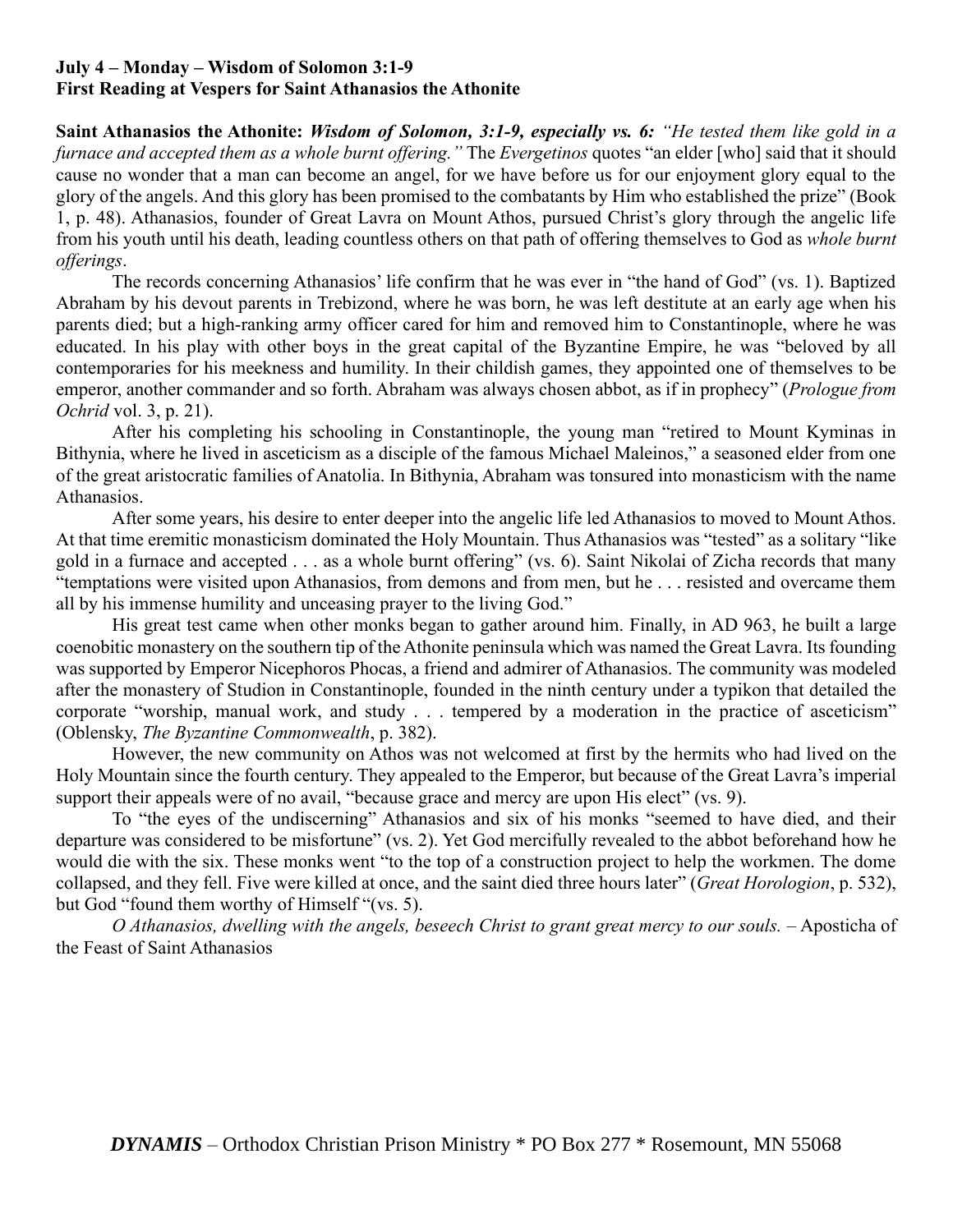**July 4 – Monday – Wisdom of Solomon 3:1-9**
**First Reading at Vespers for Saint Athanasios the Athonite**

**Saint Athanasios the Athonite:** ***Wisdom of Solomon, 3:1-9, especially vs. 6:*** *"He tested them like gold in a furnace and accepted them as a whole burnt offering."* The *Evergetinos* quotes "an elder [who] said that it should cause no wonder that a man can become an angel, for we have before us for our enjoyment glory equal to the glory of the angels. And this glory has been promised to the combatants by Him who established the prize" (Book 1, p. 48). Athanasios, founder of Great Lavra on Mount Athos, pursued Christ's glory through the angelic life from his youth until his death, leading countless others on that path of offering themselves to God as *whole burnt offerings*.

The records concerning Athanasios' life confirm that he was ever in "the hand of God" (vs. 1). Baptized Abraham by his devout parents in Trebizond, where he was born, he was left destitute at an early age when his parents died; but a high-ranking army officer cared for him and removed him to Constantinople, where he was educated. In his play with other boys in the great capital of the Byzantine Empire, he was "beloved by all contemporaries for his meekness and humility. In their childish games, they appointed one of themselves to be emperor, another commander and so forth. Abraham was always chosen abbot, as if in prophecy" (*Prologue from Ochrid* vol. 3, p. 21).

After his completing his schooling in Constantinople, the young man "retired to Mount Kyminas in Bithynia, where he lived in asceticism as a disciple of the famous Michael Maleinos," a seasoned elder from one of the great aristocratic families of Anatolia. In Bithynia, Abraham was tonsured into monasticism with the name Athanasios.

After some years, his desire to enter deeper into the angelic life led Athanasios to moved to Mount Athos. At that time eremitic monasticism dominated the Holy Mountain. Thus Athanasios was "tested" as a solitary "like gold in a furnace and accepted . . . as a whole burnt offering" (vs. 6). Saint Nikolai of Zicha records that many "temptations were visited upon Athanasios, from demons and from men, but he . . . resisted and overcame them all by his immense humility and unceasing prayer to the living God."

His great test came when other monks began to gather around him. Finally, in AD 963, he built a large coenobitic monastery on the southern tip of the Athonite peninsula which was named the Great Lavra. Its founding was supported by Emperor Nicephoros Phocas, a friend and admirer of Athanasios. The community was modeled after the monastery of Studion in Constantinople, founded in the ninth century under a typikon that detailed the corporate "worship, manual work, and study . . . tempered by a moderation in the practice of asceticism" (Oblensky, *The Byzantine Commonwealth*, p. 382).

However, the new community on Athos was not welcomed at first by the hermits who had lived on the Holy Mountain since the fourth century. They appealed to the Emperor, but because of the Great Lavra's imperial support their appeals were of no avail, "because grace and mercy are upon His elect" (vs. 9).

To "the eyes of the undiscerning" Athanasios and six of his monks "seemed to have died, and their departure was considered to be misfortune" (vs. 2). Yet God mercifully revealed to the abbot beforehand how he would die with the six. These monks went "to the top of a construction project to help the workmen. The dome collapsed, and they fell. Five were killed at once, and the saint died three hours later" (*Great Horologion*, p. 532), but God "found them worthy of Himself "(vs. 5).

*O Athanasios, dwelling with the angels, beseech Christ to grant great mercy to our souls.* – Aposticha of the Feast of Saint Athanasios

***DYNAMIS*** – Orthodox Christian Prison Ministry * PO Box 277 * Rosemount, MN 55068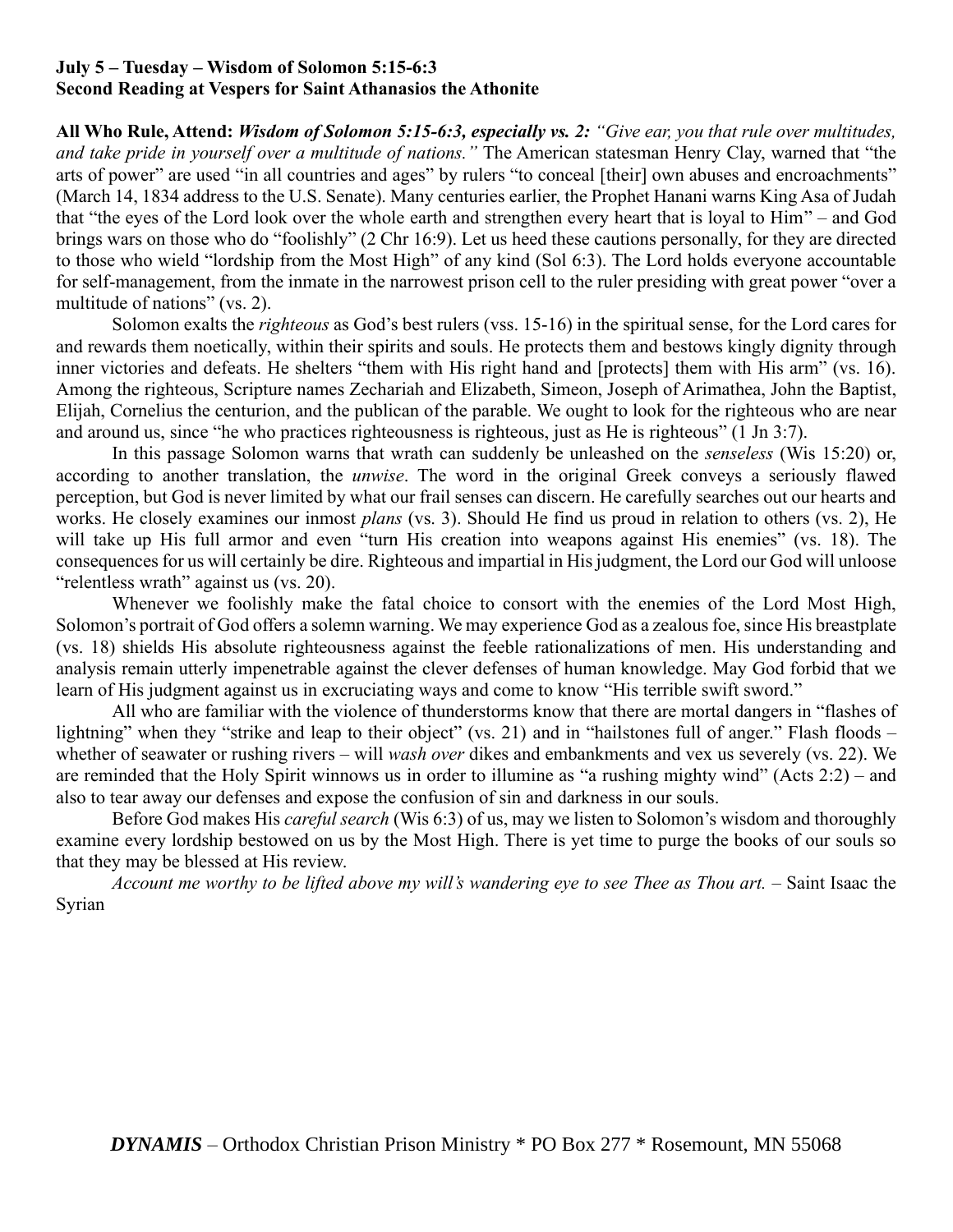**July 5 – Tuesday – Wisdom of Solomon 5:15-6:3**
**Second Reading at Vespers for Saint Athanasios the Athonite**

**All Who Rule, Attend:** ***Wisdom of Solomon 5:15-6:3, especially vs. 2:*** *"Give ear, you that rule over multitudes, and take pride in yourself over a multitude of nations."* The American statesman Henry Clay, warned that "the arts of power" are used "in all countries and ages" by rulers "to conceal [their] own abuses and encroachments" (March 14, 1834 address to the U.S. Senate). Many centuries earlier, the Prophet Hanani warns King Asa of Judah that "the eyes of the Lord look over the whole earth and strengthen every heart that is loyal to Him" – and God brings wars on those who do "foolishly" (2 Chr 16:9). Let us heed these cautions personally, for they are directed to those who wield "lordship from the Most High" of any kind (Sol 6:3). The Lord holds everyone accountable for self-management, from the inmate in the narrowest prison cell to the ruler presiding with great power "over a multitude of nations" (vs. 2).

Solomon exalts the *righteous* as God's best rulers (vss. 15-16) in the spiritual sense, for the Lord cares for and rewards them noetically, within their spirits and souls. He protects them and bestows kingly dignity through inner victories and defeats. He shelters "them with His right hand and [protects] them with His arm" (vs. 16). Among the righteous, Scripture names Zechariah and Elizabeth, Simeon, Joseph of Arimathea, John the Baptist, Elijah, Cornelius the centurion, and the publican of the parable. We ought to look for the righteous who are near and around us, since "he who practices righteousness is righteous, just as He is righteous" (1 Jn 3:7).

In this passage Solomon warns that wrath can suddenly be unleashed on the *senseless* (Wis 15:20) or, according to another translation, the *unwise*. The word in the original Greek conveys a seriously flawed perception, but God is never limited by what our frail senses can discern. He carefully searches out our hearts and works. He closely examines our inmost *plans* (vs. 3). Should He find us proud in relation to others (vs. 2), He will take up His full armor and even "turn His creation into weapons against His enemies" (vs. 18). The consequences for us will certainly be dire. Righteous and impartial in His judgment, the Lord our God will unloose "relentless wrath" against us (vs. 20).

Whenever we foolishly make the fatal choice to consort with the enemies of the Lord Most High, Solomon's portrait of God offers a solemn warning. We may experience God as a zealous foe, since His breastplate (vs. 18) shields His absolute righteousness against the feeble rationalizations of men. His understanding and analysis remain utterly impenetrable against the clever defenses of human knowledge. May God forbid that we learn of His judgment against us in excruciating ways and come to know "His terrible swift sword."

All who are familiar with the violence of thunderstorms know that there are mortal dangers in "flashes of lightning" when they "strike and leap to their object" (vs. 21) and in "hailstones full of anger." Flash floods – whether of seawater or rushing rivers – will *wash over* dikes and embankments and vex us severely (vs. 22). We are reminded that the Holy Spirit winnows us in order to illumine as "a rushing mighty wind" (Acts 2:2) – and also to tear away our defenses and expose the confusion of sin and darkness in our souls.

Before God makes His *careful search* (Wis 6:3) of us, may we listen to Solomon's wisdom and thoroughly examine every lordship bestowed on us by the Most High. There is yet time to purge the books of our souls so that they may be blessed at His review.

*Account me worthy to be lifted above my will's wandering eye to see Thee as Thou art.* – Saint Isaac the Syrian

***DYNAMIS*** – Orthodox Christian Prison Ministry * PO Box 277 * Rosemount, MN 55068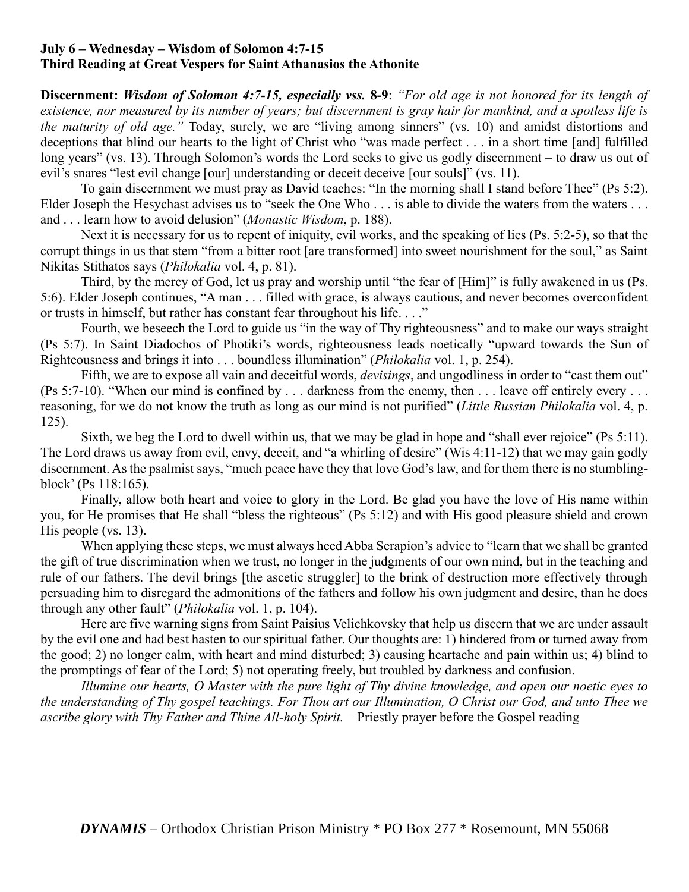**July 6 – Wednesday – Wisdom of Solomon 4:7-15**
**Third Reading at Great Vespers for Saint Athanasios the Athonite**

**Discernment:** ***Wisdom of Solomon 4:7-15, especially vss.*** **8-9**: *"For old age is not honored for its length of existence, nor measured by its number of years; but discernment is gray hair for mankind, and a spotless life is the maturity of old age."* Today, surely, we are "living among sinners" (vs. 10) and amidst distortions and deceptions that blind our hearts to the light of Christ who "was made perfect . . . in a short time [and] fulfilled long years" (vs. 13). Through Solomon's words the Lord seeks to give us godly discernment – to draw us out of evil's snares "lest evil change [our] understanding or deceit deceive [our souls]" (vs. 11).

To gain discernment we must pray as David teaches: "In the morning shall I stand before Thee" (Ps 5:2). Elder Joseph the Hesychast advises us to "seek the One Who . . . is able to divide the waters from the waters . . . and . . . learn how to avoid delusion" (*Monastic Wisdom*, p. 188).

Next it is necessary for us to repent of iniquity, evil works, and the speaking of lies (Ps. 5:2-5), so that the corrupt things in us that stem "from a bitter root [are transformed] into sweet nourishment for the soul," as Saint Nikitas Stithatos says (*Philokalia* vol. 4, p. 81).

Third, by the mercy of God, let us pray and worship until "the fear of [Him]" is fully awakened in us (Ps. 5:6). Elder Joseph continues, "A man . . . filled with grace, is always cautious, and never becomes overconfident or trusts in himself, but rather has constant fear throughout his life. . . ."

Fourth, we beseech the Lord to guide us "in the way of Thy righteousness" and to make our ways straight (Ps 5:7). In Saint Diadochos of Photiki's words, righteousness leads noetically "upward towards the Sun of Righteousness and brings it into . . . boundless illumination" (*Philokalia* vol. 1, p. 254).

Fifth, we are to expose all vain and deceitful words, *devisings*, and ungodliness in order to "cast them out" (Ps 5:7-10). "When our mind is confined by . . . darkness from the enemy, then . . . leave off entirely every . . . reasoning, for we do not know the truth as long as our mind is not purified" (*Little Russian Philokalia* vol. 4, p. 125).

Sixth, we beg the Lord to dwell within us, that we may be glad in hope and "shall ever rejoice" (Ps 5:11). The Lord draws us away from evil, envy, deceit, and "a whirling of desire" (Wis 4:11-12) that we may gain godly discernment. As the psalmist says, "much peace have they that love God's law, and for them there is no stumbling-block' (Ps 118:165).

Finally, allow both heart and voice to glory in the Lord. Be glad you have the love of His name within you, for He promises that He shall "bless the righteous" (Ps 5:12) and with His good pleasure shield and crown His people (vs. 13).

When applying these steps, we must always heed Abba Serapion's advice to "learn that we shall be granted the gift of true discrimination when we trust, no longer in the judgments of our own mind, but in the teaching and rule of our fathers. The devil brings [the ascetic struggler] to the brink of destruction more effectively through persuading him to disregard the admonitions of the fathers and follow his own judgment and desire, than he does through any other fault" (*Philokalia* vol. 1, p. 104).

Here are five warning signs from Saint Paisius Velichkovsky that help us discern that we are under assault by the evil one and had best hasten to our spiritual father. Our thoughts are: 1) hindered from or turned away from the good; 2) no longer calm, with heart and mind disturbed; 3) causing heartache and pain within us; 4) blind to the promptings of fear of the Lord; 5) not operating freely, but troubled by darkness and confusion.

*Illumine our hearts, O Master with the pure light of Thy divine knowledge, and open our noetic eyes to the understanding of Thy gospel teachings. For Thou art our Illumination, O Christ our God, and unto Thee we ascribe glory with Thy Father and Thine All-holy Spirit.* – Priestly prayer before the Gospel reading

***DYNAMIS*** – Orthodox Christian Prison Ministry * PO Box 277 * Rosemount, MN 55068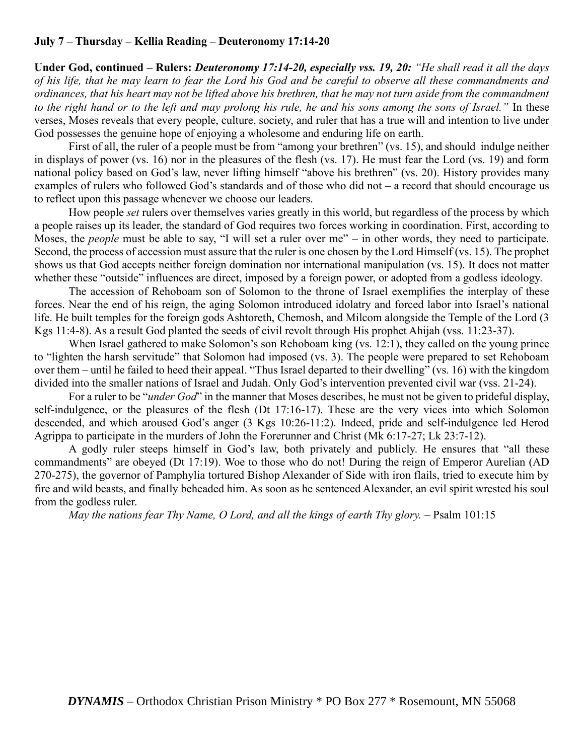**July 7 – Thursday – Kellia Reading – Deuteronomy 17:14-20**

**Under God, continued – Rulers:** ***Deuteronomy 17:14-20, especially vss. 19, 20:*** *"He shall read it all the days of his life, that he may learn to fear the Lord his God and be careful to observe all these commandments and ordinances, that his heart may not be lifted above his brethren, that he may not turn aside from the commandment to the right hand or to the left and may prolong his rule, he and his sons among the sons of Israel."* In these verses, Moses reveals that every people, culture, society, and ruler that has a true will and intention to live under God possesses the genuine hope of enjoying a wholesome and enduring life on earth.

First of all, the ruler of a people must be from "among your brethren" (vs. 15), and should indulge neither in displays of power (vs. 16) nor in the pleasures of the flesh (vs. 17). He must fear the Lord (vs. 19) and form national policy based on God's law, never lifting himself "above his brethren" (vs. 20). History provides many examples of rulers who followed God's standards and of those who did not – a record that should encourage us to reflect upon this passage whenever we choose our leaders.

How people *set* rulers over themselves varies greatly in this world, but regardless of the process by which a people raises up its leader, the standard of God requires two forces working in coordination. First, according to Moses, the *people* must be able to say, "I will set a ruler over me" – in other words, they need to participate. Second, the process of accession must assure that the ruler is one chosen by the Lord Himself (vs. 15). The prophet shows us that God accepts neither foreign domination nor international manipulation (vs. 15). It does not matter whether these "outside" influences are direct, imposed by a foreign power, or adopted from a godless ideology.

The accession of Rehoboam son of Solomon to the throne of Israel exemplifies the interplay of these forces. Near the end of his reign, the aging Solomon introduced idolatry and forced labor into Israel's national life. He built temples for the foreign gods Ashtoreth, Chemosh, and Milcom alongside the Temple of the Lord (3 Kgs 11:4-8). As a result God planted the seeds of civil revolt through His prophet Ahijah (vss. 11:23-37).

When Israel gathered to make Solomon's son Rehoboam king (vs. 12:1), they called on the young prince to "lighten the harsh servitude" that Solomon had imposed (vs. 3). The people were prepared to set Rehoboam over them – until he failed to heed their appeal. "Thus Israel departed to their dwelling" (vs. 16) with the kingdom divided into the smaller nations of Israel and Judah. Only God's intervention prevented civil war (vss. 21-24).

For a ruler to be "*under God*" in the manner that Moses describes, he must not be given to prideful display, self-indulgence, or the pleasures of the flesh (Dt 17:16-17). These are the very vices into which Solomon descended, and which aroused God's anger (3 Kgs 10:26-11:2). Indeed, pride and self-indulgence led Herod Agrippa to participate in the murders of John the Forerunner and Christ (Mk 6:17-27; Lk 23:7-12).

A godly ruler steeps himself in God's law, both privately and publicly. He ensures that "all these commandments" are obeyed (Dt 17:19). Woe to those who do not! During the reign of Emperor Aurelian (AD 270-275), the governor of Pamphylia tortured Bishop Alexander of Side with iron flails, tried to execute him by fire and wild beasts, and finally beheaded him. As soon as he sentenced Alexander, an evil spirit wrested his soul from the godless ruler.

*May the nations fear Thy Name, O Lord, and all the kings of earth Thy glory.* – Psalm 101:15

***DYNAMIS*** – Orthodox Christian Prison Ministry * PO Box 277 * Rosemount, MN 55068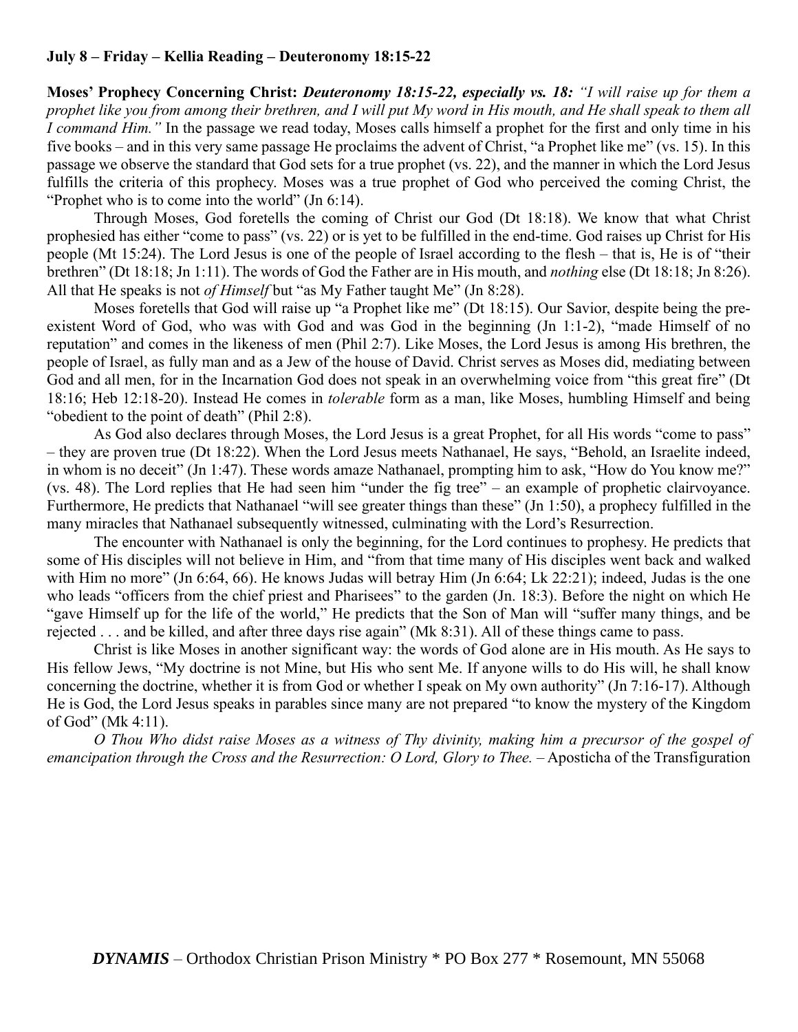**July 8 – Friday – Kellia Reading – Deuteronomy 18:15-22**

**Moses' Prophecy Concerning Christ:** ***Deuteronomy 18:15-22, especially vs. 18:*** *"I will raise up for them a prophet like you from among their brethren, and I will put My word in His mouth, and He shall speak to them all I command Him."* In the passage we read today, Moses calls himself a prophet for the first and only time in his five books – and in this very same passage He proclaims the advent of Christ, "a Prophet like me" (vs. 15). In this passage we observe the standard that God sets for a true prophet (vs. 22), and the manner in which the Lord Jesus fulfills the criteria of this prophecy. Moses was a true prophet of God who perceived the coming Christ, the "Prophet who is to come into the world" (Jn 6:14).

Through Moses, God foretells the coming of Christ our God (Dt 18:18). We know that what Christ prophesied has either "come to pass" (vs. 22) or is yet to be fulfilled in the end-time. God raises up Christ for His people (Mt 15:24). The Lord Jesus is one of the people of Israel according to the flesh – that is, He is of "their brethren" (Dt 18:18; Jn 1:11). The words of God the Father are in His mouth, and *nothing* else (Dt 18:18; Jn 8:26). All that He speaks is not *of Himself* but "as My Father taught Me" (Jn 8:28).

Moses foretells that God will raise up "a Prophet like me" (Dt 18:15). Our Savior, despite being the pre-existent Word of God, who was with God and was God in the beginning (Jn 1:1-2), "made Himself of no reputation" and comes in the likeness of men (Phil 2:7). Like Moses, the Lord Jesus is among His brethren, the people of Israel, as fully man and as a Jew of the house of David. Christ serves as Moses did, mediating between God and all men, for in the Incarnation God does not speak in an overwhelming voice from "this great fire" (Dt 18:16; Heb 12:18-20). Instead He comes in *tolerable* form as a man, like Moses, humbling Himself and being "obedient to the point of death" (Phil 2:8).

As God also declares through Moses, the Lord Jesus is a great Prophet, for all His words "come to pass" – they are proven true (Dt 18:22). When the Lord Jesus meets Nathanael, He says, "Behold, an Israelite indeed, in whom is no deceit" (Jn 1:47). These words amaze Nathanael, prompting him to ask, "How do You know me?" (vs. 48). The Lord replies that He had seen him "under the fig tree" – an example of prophetic clairvoyance. Furthermore, He predicts that Nathanael "will see greater things than these" (Jn 1:50), a prophecy fulfilled in the many miracles that Nathanael subsequently witnessed, culminating with the Lord's Resurrection.

The encounter with Nathanael is only the beginning, for the Lord continues to prophesy. He predicts that some of His disciples will not believe in Him, and "from that time many of His disciples went back and walked with Him no more" (Jn 6:64, 66). He knows Judas will betray Him (Jn 6:64; Lk 22:21); indeed, Judas is the one who leads "officers from the chief priest and Pharisees" to the garden (Jn. 18:3). Before the night on which He "gave Himself up for the life of the world," He predicts that the Son of Man will "suffer many things, and be rejected . . . and be killed, and after three days rise again" (Mk 8:31). All of these things came to pass.

Christ is like Moses in another significant way: the words of God alone are in His mouth. As He says to His fellow Jews, "My doctrine is not Mine, but His who sent Me. If anyone wills to do His will, he shall know concerning the doctrine, whether it is from God or whether I speak on My own authority" (Jn 7:16-17). Although He is God, the Lord Jesus speaks in parables since many are not prepared "to know the mystery of the Kingdom of God" (Mk 4:11).

*O Thou Who didst raise Moses as a witness of Thy divinity, making him a precursor of the gospel of emancipation through the Cross and the Resurrection: O Lord, Glory to Thee.* – Aposticha of the Transfiguration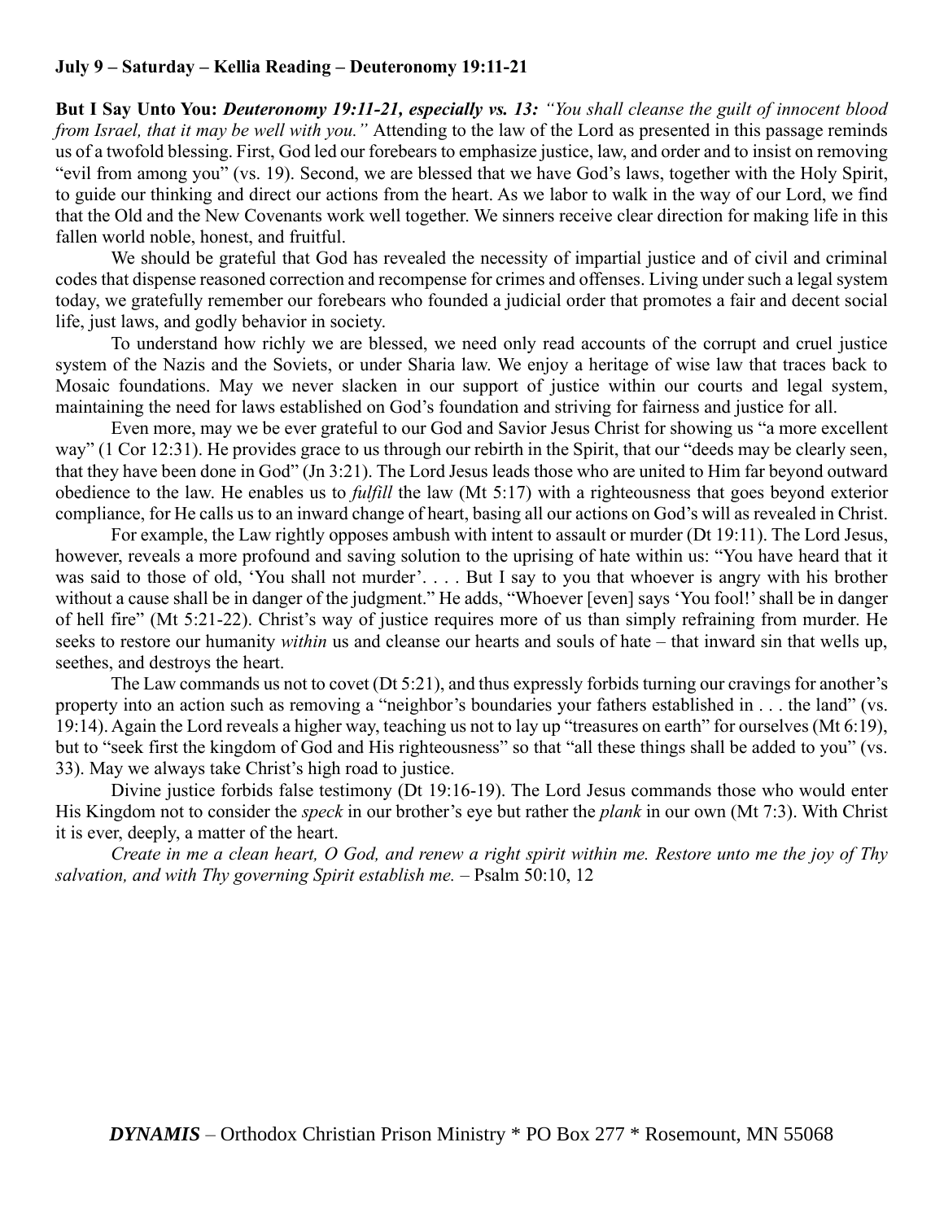**July 9 – Saturday – Kellia Reading – Deuteronomy 19:11-21**

**But I Say Unto You:** ***Deuteronomy 19:11-21, especially vs. 13:*** *"You shall cleanse the guilt of innocent blood from Israel, that it may be well with you."* Attending to the law of the Lord as presented in this passage reminds us of a twofold blessing. First, God led our forebears to emphasize justice, law, and order and to insist on removing "evil from among you" (vs. 19). Second, we are blessed that we have God's laws, together with the Holy Spirit, to guide our thinking and direct our actions from the heart. As we labor to walk in the way of our Lord, we find that the Old and the New Covenants work well together. We sinners receive clear direction for making life in this fallen world noble, honest, and fruitful.

We should be grateful that God has revealed the necessity of impartial justice and of civil and criminal codes that dispense reasoned correction and recompense for crimes and offenses. Living under such a legal system today, we gratefully remember our forebears who founded a judicial order that promotes a fair and decent social life, just laws, and godly behavior in society.

To understand how richly we are blessed, we need only read accounts of the corrupt and cruel justice system of the Nazis and the Soviets, or under Sharia law. We enjoy a heritage of wise law that traces back to Mosaic foundations. May we never slacken in our support of justice within our courts and legal system, maintaining the need for laws established on God's foundation and striving for fairness and justice for all.

Even more, may we be ever grateful to our God and Savior Jesus Christ for showing us "a more excellent way" (1 Cor 12:31). He provides grace to us through our rebirth in the Spirit, that our "deeds may be clearly seen, that they have been done in God" (Jn 3:21). The Lord Jesus leads those who are united to Him far beyond outward obedience to the law. He enables us to *fulfill* the law (Mt 5:17) with a righteousness that goes beyond exterior compliance, for He calls us to an inward change of heart, basing all our actions on God's will as revealed in Christ.

For example, the Law rightly opposes ambush with intent to assault or murder (Dt 19:11). The Lord Jesus, however, reveals a more profound and saving solution to the uprising of hate within us: "You have heard that it was said to those of old, 'You shall not murder'. . . . But I say to you that whoever is angry with his brother without a cause shall be in danger of the judgment." He adds, "Whoever [even] says 'You fool!' shall be in danger of hell fire" (Mt 5:21-22). Christ's way of justice requires more of us than simply refraining from murder. He seeks to restore our humanity *within* us and cleanse our hearts and souls of hate – that inward sin that wells up, seethes, and destroys the heart.

The Law commands us not to covet (Dt 5:21), and thus expressly forbids turning our cravings for another's property into an action such as removing a "neighbor's boundaries your fathers established in . . . the land" (vs. 19:14). Again the Lord reveals a higher way, teaching us not to lay up "treasures on earth" for ourselves (Mt 6:19), but to "seek first the kingdom of God and His righteousness" so that "all these things shall be added to you" (vs. 33). May we always take Christ's high road to justice.

Divine justice forbids false testimony (Dt 19:16-19). The Lord Jesus commands those who would enter His Kingdom not to consider the *speck* in our brother's eye but rather the *plank* in our own (Mt 7:3). With Christ it is ever, deeply, a matter of the heart.

*Create in me a clean heart, O God, and renew a right spirit within me. Restore unto me the joy of Thy salvation, and with Thy governing Spirit establish me.* – Psalm 50:10, 12

***DYNAMIS*** – Orthodox Christian Prison Ministry * PO Box 277 * Rosemount, MN 55068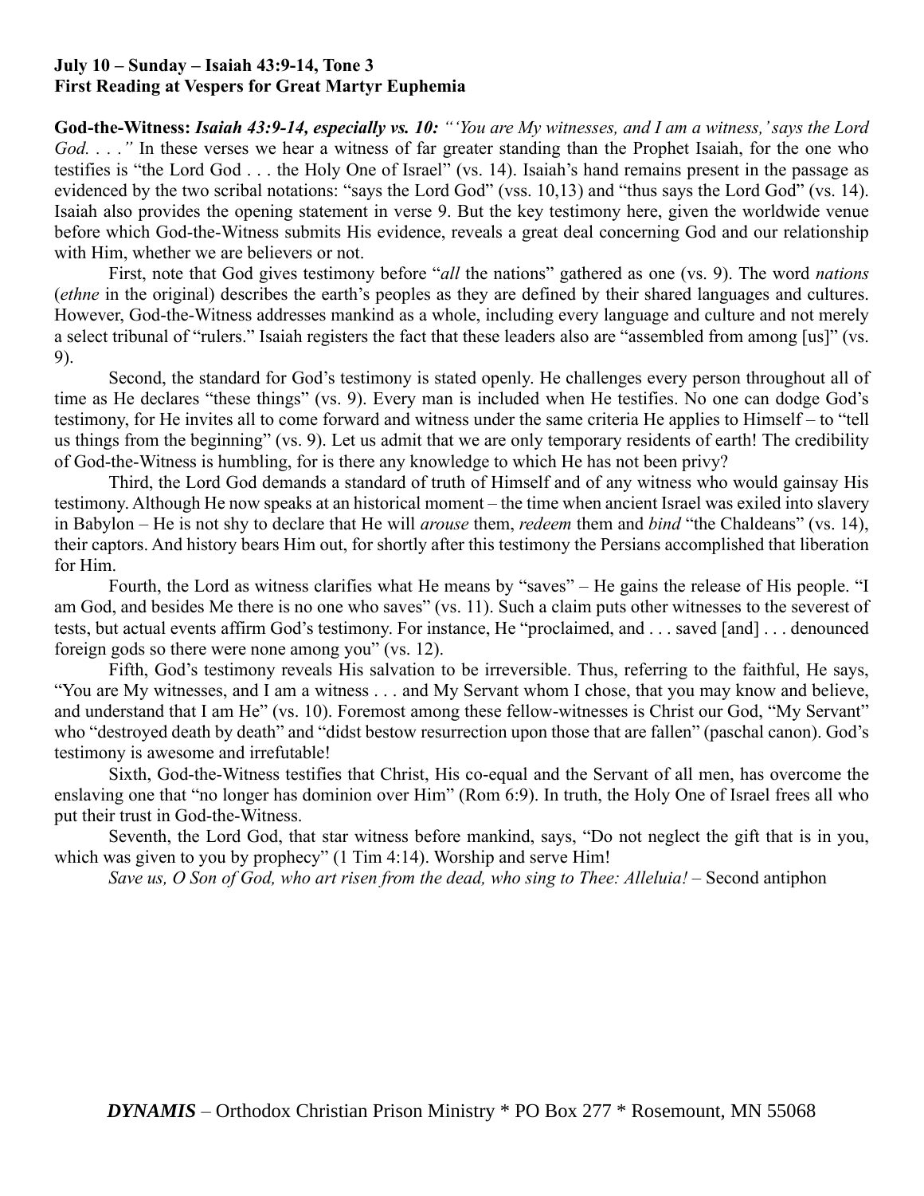**July 10 – Sunday – Isaiah 43:9-14, Tone 3**
**First Reading at Vespers for Great Martyr Euphemia**

**God-the-Witness:** ***Isaiah 43:9-14, especially vs. 10:*** *"'You are My witnesses, and I am a witness,' says the Lord God. . . ."* In these verses we hear a witness of far greater standing than the Prophet Isaiah, for the one who testifies is "the Lord God . . . the Holy One of Israel" (vs. 14). Isaiah's hand remains present in the passage as evidenced by the two scribal notations: "says the Lord God" (vss. 10,13) and "thus says the Lord God" (vs. 14). Isaiah also provides the opening statement in verse 9. But the key testimony here, given the worldwide venue before which God-the-Witness submits His evidence, reveals a great deal concerning God and our relationship with Him, whether we are believers or not.

First, note that God gives testimony before "*all* the nations" gathered as one (vs. 9). The word *nations* (*ethne* in the original) describes the earth's peoples as they are defined by their shared languages and cultures. However, God-the-Witness addresses mankind as a whole, including every language and culture and not merely a select tribunal of "rulers." Isaiah registers the fact that these leaders also are "assembled from among [us]" (vs. 9).

Second, the standard for God's testimony is stated openly. He challenges every person throughout all of time as He declares "these things" (vs. 9). Every man is included when He testifies. No one can dodge God's testimony, for He invites all to come forward and witness under the same criteria He applies to Himself – to "tell us things from the beginning" (vs. 9). Let us admit that we are only temporary residents of earth! The credibility of God-the-Witness is humbling, for is there any knowledge to which He has not been privy?

Third, the Lord God demands a standard of truth of Himself and of any witness who would gainsay His testimony. Although He now speaks at an historical moment – the time when ancient Israel was exiled into slavery in Babylon – He is not shy to declare that He will *arouse* them, *redeem* them and *bind* "the Chaldeans" (vs. 14), their captors. And history bears Him out, for shortly after this testimony the Persians accomplished that liberation for Him.

Fourth, the Lord as witness clarifies what He means by "saves" – He gains the release of His people. "I am God, and besides Me there is no one who saves" (vs. 11). Such a claim puts other witnesses to the severest of tests, but actual events affirm God's testimony. For instance, He "proclaimed, and . . . saved [and] . . . denounced foreign gods so there were none among you" (vs. 12).

Fifth, God's testimony reveals His salvation to be irreversible. Thus, referring to the faithful, He says, "You are My witnesses, and I am a witness . . . and My Servant whom I chose, that you may know and believe, and understand that I am He" (vs. 10). Foremost among these fellow-witnesses is Christ our God, "My Servant" who "destroyed death by death" and "didst bestow resurrection upon those that are fallen" (paschal canon). God's testimony is awesome and irrefutable!

Sixth, God-the-Witness testifies that Christ, His co-equal and the Servant of all men, has overcome the enslaving one that "no longer has dominion over Him" (Rom 6:9). In truth, the Holy One of Israel frees all who put their trust in God-the-Witness.

Seventh, the Lord God, that star witness before mankind, says, "Do not neglect the gift that is in you, which was given to you by prophecy" (1 Tim 4:14). Worship and serve Him!

*Save us, O Son of God, who art risen from the dead, who sing to Thee: Alleluia!* – Second antiphon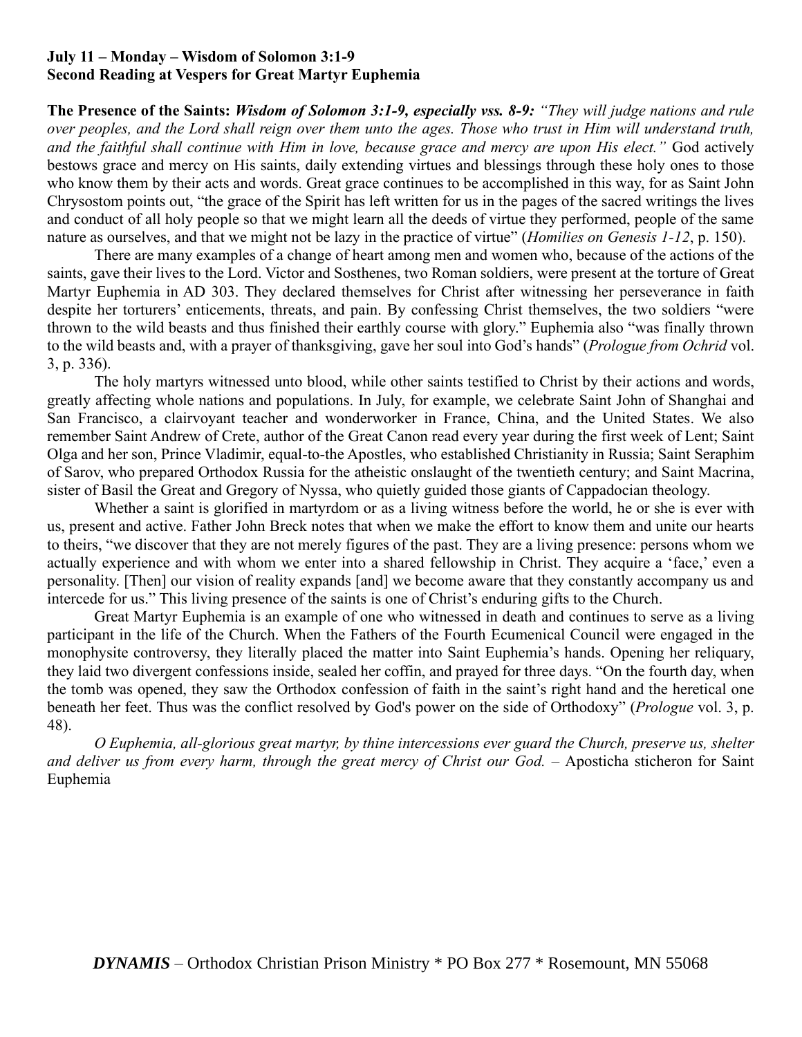**July 11 – Monday – Wisdom of Solomon 3:1-9**
**Second Reading at Vespers for Great Martyr Euphemia**

**The Presence of the Saints:** ***Wisdom of Solomon 3:1-9, especially vss. 8-9:*** *"They will judge nations and rule over peoples, and the Lord shall reign over them unto the ages. Those who trust in Him will understand truth, and the faithful shall continue with Him in love, because grace and mercy are upon His elect."* God actively bestows grace and mercy on His saints, daily extending virtues and blessings through these holy ones to those who know them by their acts and words. Great grace continues to be accomplished in this way, for as Saint John Chrysostom points out, "the grace of the Spirit has left written for us in the pages of the sacred writings the lives and conduct of all holy people so that we might learn all the deeds of virtue they performed, people of the same nature as ourselves, and that we might not be lazy in the practice of virtue" (*Homilies on Genesis 1-12*, p. 150).

There are many examples of a change of heart among men and women who, because of the actions of the saints, gave their lives to the Lord. Victor and Sosthenes, two Roman soldiers, were present at the torture of Great Martyr Euphemia in AD 303. They declared themselves for Christ after witnessing her perseverance in faith despite her torturers' enticements, threats, and pain. By confessing Christ themselves, the two soldiers "were thrown to the wild beasts and thus finished their earthly course with glory." Euphemia also "was finally thrown to the wild beasts and, with a prayer of thanksgiving, gave her soul into God's hands" (*Prologue from Ochrid* vol. 3, p. 336).

The holy martyrs witnessed unto blood, while other saints testified to Christ by their actions and words, greatly affecting whole nations and populations. In July, for example, we celebrate Saint John of Shanghai and San Francisco, a clairvoyant teacher and wonderworker in France, China, and the United States. We also remember Saint Andrew of Crete, author of the Great Canon read every year during the first week of Lent; Saint Olga and her son, Prince Vladimir, equal-to-the Apostles, who established Christianity in Russia; Saint Seraphim of Sarov, who prepared Orthodox Russia for the atheistic onslaught of the twentieth century; and Saint Macrina, sister of Basil the Great and Gregory of Nyssa, who quietly guided those giants of Cappadocian theology.

Whether a saint is glorified in martyrdom or as a living witness before the world, he or she is ever with us, present and active. Father John Breck notes that when we make the effort to know them and unite our hearts to theirs, "we discover that they are not merely figures of the past. They are a living presence: persons whom we actually experience and with whom we enter into a shared fellowship in Christ. They acquire a 'face,' even a personality. [Then] our vision of reality expands [and] we become aware that they constantly accompany us and intercede for us." This living presence of the saints is one of Christ's enduring gifts to the Church.

Great Martyr Euphemia is an example of one who witnessed in death and continues to serve as a living participant in the life of the Church. When the Fathers of the Fourth Ecumenical Council were engaged in the monophysite controversy, they literally placed the matter into Saint Euphemia's hands. Opening her reliquary, they laid two divergent confessions inside, sealed her coffin, and prayed for three days. "On the fourth day, when the tomb was opened, they saw the Orthodox confession of faith in the saint's right hand and the heretical one beneath her feet. Thus was the conflict resolved by God's power on the side of Orthodoxy" (*Prologue* vol. 3, p. 48).

*O Euphemia, all-glorious great martyr, by thine intercessions ever guard the Church, preserve us, shelter and deliver us from every harm, through the great mercy of Christ our God.* – Aposticha sticheron for Saint Euphemia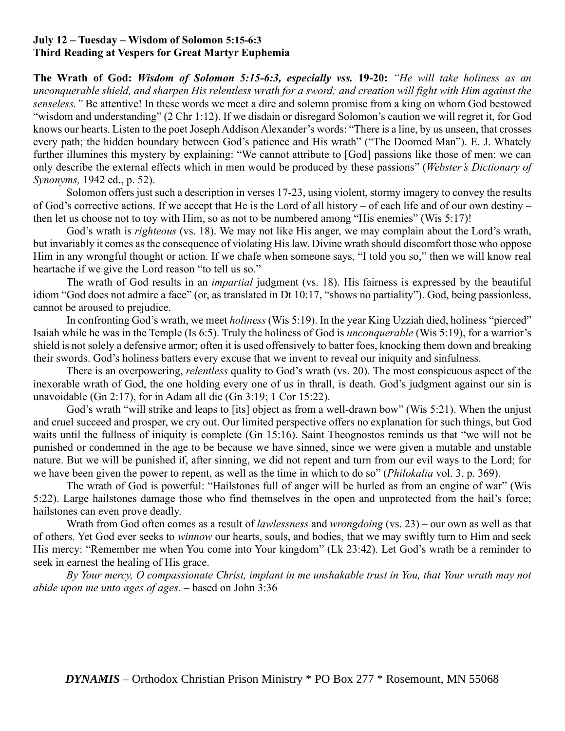**July 12 – Tuesday – Wisdom of Solomon 5:15-6:3**
**Third Reading at Vespers for Great Martyr Euphemia**

**The Wrath of God: *Wisdom of Solomon 5:15-6:3, especially vss.* 19-20:** *"He will take holiness as an unconquerable shield, and sharpen His relentless wrath for a sword; and creation will fight with Him against the senseless."* Be attentive! In these words we meet a dire and solemn promise from a king on whom God bestowed "wisdom and understanding" (2 Chr 1:12). If we disdain or disregard Solomon's caution we will regret it, for God knows our hearts. Listen to the poet Joseph Addison Alexander's words: "There is a line, by us unseen, that crosses every path; the hidden boundary between God's patience and His wrath" ("The Doomed Man"). E. J. Whately further illumines this mystery by explaining: "We cannot attribute to [God] passions like those of men: we can only describe the external effects which in men would be produced by these passions" (*Webster's Dictionary of Synonyms,* 1942 ed., p. 52).

Solomon offers just such a description in verses 17-23, using violent, stormy imagery to convey the results of God's corrective actions. If we accept that He is the Lord of all history – of each life and of our own destiny – then let us choose not to toy with Him, so as not to be numbered among "His enemies" (Wis 5:17)!

God's wrath is *righteous* (vs. 18). We may not like His anger, we may complain about the Lord's wrath, but invariably it comes as the consequence of violating His law. Divine wrath should discomfort those who oppose Him in any wrongful thought or action. If we chafe when someone says, "I told you so," then we will know real heartache if we give the Lord reason "to tell us so."

The wrath of God results in an *impartial* judgment (vs. 18). His fairness is expressed by the beautiful idiom "God does not admire a face" (or, as translated in Dt 10:17, "shows no partiality"). God, being passionless, cannot be aroused to prejudice.

In confronting God's wrath, we meet *holiness* (Wis 5:19). In the year King Uzziah died, holiness "pierced" Isaiah while he was in the Temple (Is 6:5). Truly the holiness of God is *unconquerable* (Wis 5:19), for a warrior's shield is not solely a defensive armor; often it is used offensively to batter foes, knocking them down and breaking their swords. God's holiness batters every excuse that we invent to reveal our iniquity and sinfulness.

There is an overpowering, *relentless* quality to God's wrath (vs. 20). The most conspicuous aspect of the inexorable wrath of God, the one holding every one of us in thrall, is death. God's judgment against our sin is unavoidable (Gn 2:17), for in Adam all die (Gn 3:19; 1 Cor 15:22).

God's wrath "will strike and leaps to [its] object as from a well-drawn bow" (Wis 5:21). When the unjust and cruel succeed and prosper, we cry out. Our limited perspective offers no explanation for such things, but God waits until the fullness of iniquity is complete (Gn 15:16). Saint Theognostos reminds us that "we will not be punished or condemned in the age to be because we have sinned, since we were given a mutable and unstable nature. But we will be punished if, after sinning, we did not repent and turn from our evil ways to the Lord; for we have been given the power to repent, as well as the time in which to do so" (*Philokalia* vol. 3, p. 369).

The wrath of God is powerful: "Hailstones full of anger will be hurled as from an engine of war" (Wis 5:22). Large hailstones damage those who find themselves in the open and unprotected from the hail's force; hailstones can even prove deadly.

Wrath from God often comes as a result of *lawlessness* and *wrongdoing* (vs. 23) – our own as well as that of others. Yet God ever seeks to *winnow* our hearts, souls, and bodies, that we may swiftly turn to Him and seek His mercy: "Remember me when You come into Your kingdom" (Lk 23:42). Let God's wrath be a reminder to seek in earnest the healing of His grace.

*By Your mercy, O compassionate Christ, implant in me unshakable trust in You, that Your wrath may not abide upon me unto ages of ages.* – based on John 3:36

***DYNAMIS*** – Orthodox Christian Prison Ministry * PO Box 277 * Rosemount, MN 55068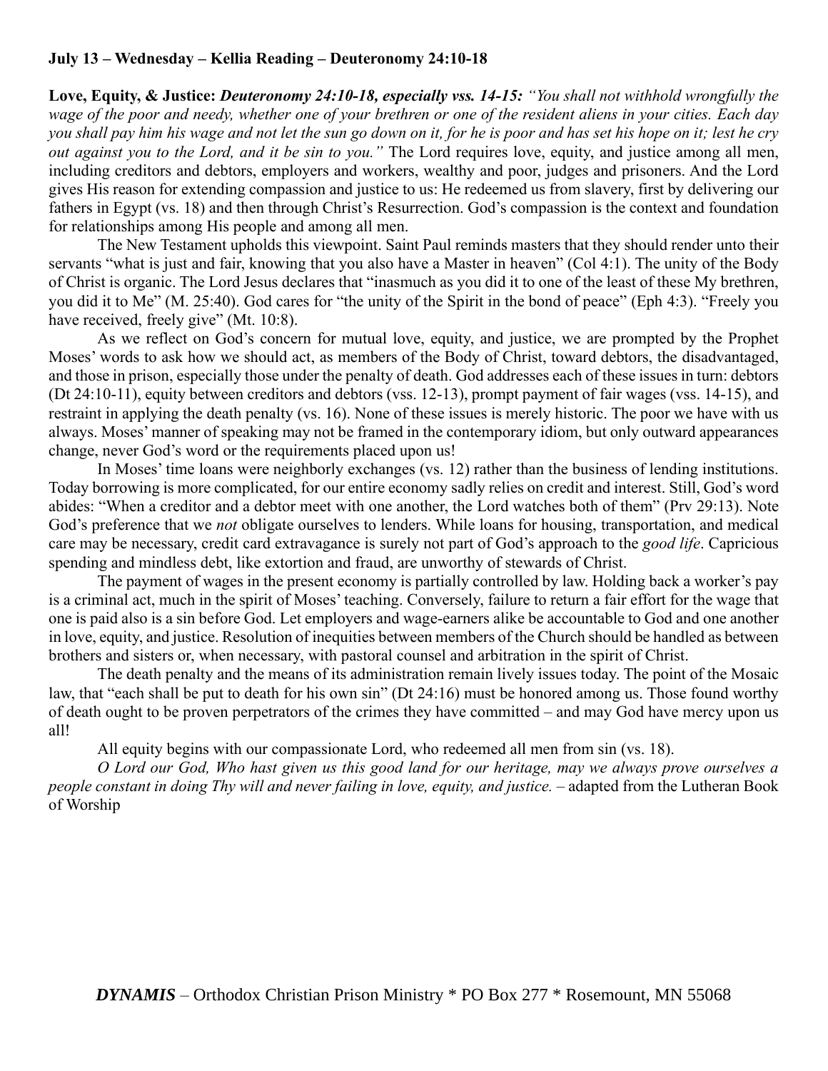**July 13 – Wednesday – Kellia Reading – Deuteronomy 24:10-18**

**Love, Equity, & Justice:** ***Deuteronomy 24:10-18, especially vss. 14-15:*** *"You shall not withhold wrongfully the wage of the poor and needy, whether one of your brethren or one of the resident aliens in your cities. Each day you shall pay him his wage and not let the sun go down on it, for he is poor and has set his hope on it; lest he cry out against you to the Lord, and it be sin to you."* The Lord requires love, equity, and justice among all men, including creditors and debtors, employers and workers, wealthy and poor, judges and prisoners. And the Lord gives His reason for extending compassion and justice to us: He redeemed us from slavery, first by delivering our fathers in Egypt (vs. 18) and then through Christ's Resurrection. God's compassion is the context and foundation for relationships among His people and among all men.

The New Testament upholds this viewpoint. Saint Paul reminds masters that they should render unto their servants "what is just and fair, knowing that you also have a Master in heaven" (Col 4:1). The unity of the Body of Christ is organic. The Lord Jesus declares that "inasmuch as you did it to one of the least of these My brethren, you did it to Me" (M. 25:40). God cares for "the unity of the Spirit in the bond of peace" (Eph 4:3). "Freely you have received, freely give" (Mt. 10:8).

As we reflect on God's concern for mutual love, equity, and justice, we are prompted by the Prophet Moses' words to ask how we should act, as members of the Body of Christ, toward debtors, the disadvantaged, and those in prison, especially those under the penalty of death. God addresses each of these issues in turn: debtors (Dt 24:10-11), equity between creditors and debtors (vss. 12-13), prompt payment of fair wages (vss. 14-15), and restraint in applying the death penalty (vs. 16). None of these issues is merely historic. The poor we have with us always. Moses' manner of speaking may not be framed in the contemporary idiom, but only outward appearances change, never God's word or the requirements placed upon us!

In Moses' time loans were neighborly exchanges (vs. 12) rather than the business of lending institutions. Today borrowing is more complicated, for our entire economy sadly relies on credit and interest. Still, God's word abides: "When a creditor and a debtor meet with one another, the Lord watches both of them" (Prv 29:13). Note God's preference that we *not* obligate ourselves to lenders. While loans for housing, transportation, and medical care may be necessary, credit card extravagance is surely not part of God's approach to the *good life*. Capricious spending and mindless debt, like extortion and fraud, are unworthy of stewards of Christ.

The payment of wages in the present economy is partially controlled by law. Holding back a worker's pay is a criminal act, much in the spirit of Moses' teaching. Conversely, failure to return a fair effort for the wage that one is paid also is a sin before God. Let employers and wage-earners alike be accountable to God and one another in love, equity, and justice. Resolution of inequities between members of the Church should be handled as between brothers and sisters or, when necessary, with pastoral counsel and arbitration in the spirit of Christ.

The death penalty and the means of its administration remain lively issues today. The point of the Mosaic law, that "each shall be put to death for his own sin" (Dt 24:16) must be honored among us. Those found worthy of death ought to be proven perpetrators of the crimes they have committed – and may God have mercy upon us all!

All equity begins with our compassionate Lord, who redeemed all men from sin (vs. 18).

*O Lord our God, Who hast given us this good land for our heritage, may we always prove ourselves a people constant in doing Thy will and never failing in love, equity, and justice.* – adapted from the Lutheran Book of Worship

***DYNAMIS*** – Orthodox Christian Prison Ministry * PO Box 277 * Rosemount, MN 55068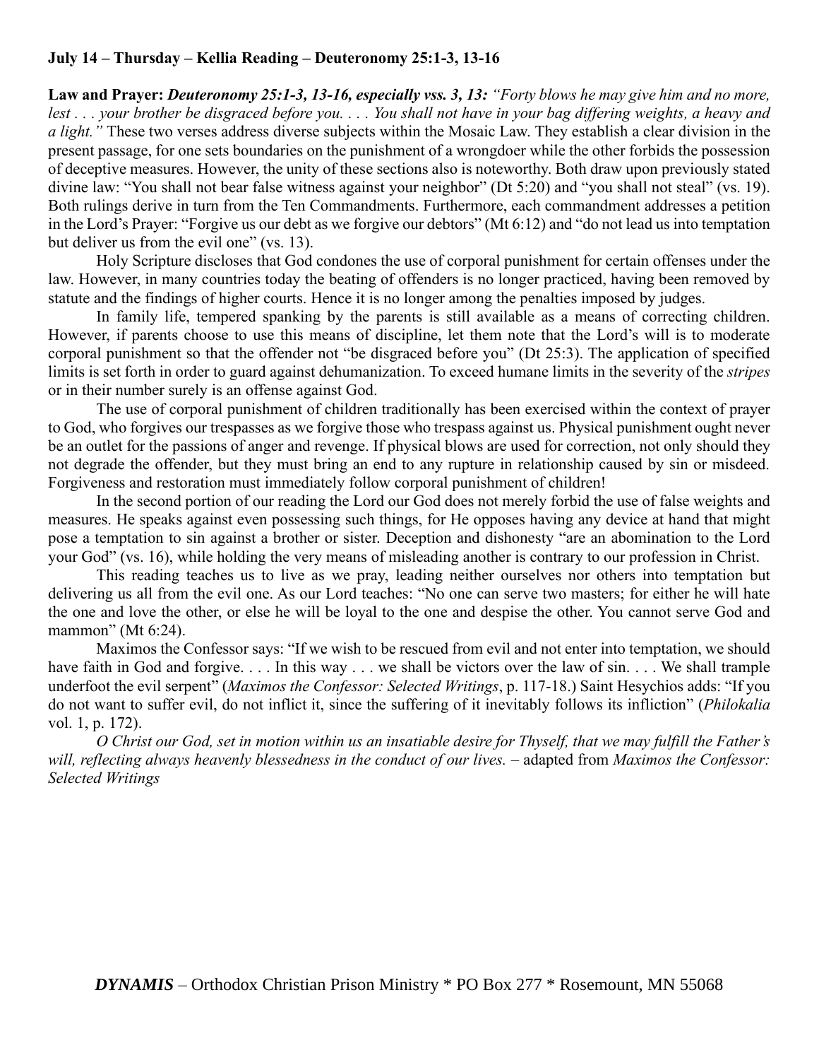**July 14 – Thursday – Kellia Reading – Deuteronomy 25:1-3, 13-16**

**Law and Prayer:** ***Deuteronomy 25:1-3, 13-16, especially vss. 3, 13:*** *"Forty blows he may give him and no more, lest . . . your brother be disgraced before you. . . . You shall not have in your bag differing weights, a heavy and a light."* These two verses address diverse subjects within the Mosaic Law. They establish a clear division in the present passage, for one sets boundaries on the punishment of a wrongdoer while the other forbids the possession of deceptive measures. However, the unity of these sections also is noteworthy. Both draw upon previously stated divine law: "You shall not bear false witness against your neighbor" (Dt 5:20) and "you shall not steal" (vs. 19). Both rulings derive in turn from the Ten Commandments. Furthermore, each commandment addresses a petition in the Lord's Prayer: "Forgive us our debt as we forgive our debtors" (Mt 6:12) and "do not lead us into temptation but deliver us from the evil one" (vs. 13).

Holy Scripture discloses that God condones the use of corporal punishment for certain offenses under the law. However, in many countries today the beating of offenders is no longer practiced, having been removed by statute and the findings of higher courts. Hence it is no longer among the penalties imposed by judges.

In family life, tempered spanking by the parents is still available as a means of correcting children. However, if parents choose to use this means of discipline, let them note that the Lord's will is to moderate corporal punishment so that the offender not "be disgraced before you" (Dt 25:3). The application of specified limits is set forth in order to guard against dehumanization. To exceed humane limits in the severity of the *stripes* or in their number surely is an offense against God.

The use of corporal punishment of children traditionally has been exercised within the context of prayer to God, who forgives our trespasses as we forgive those who trespass against us. Physical punishment ought never be an outlet for the passions of anger and revenge. If physical blows are used for correction, not only should they not degrade the offender, but they must bring an end to any rupture in relationship caused by sin or misdeed. Forgiveness and restoration must immediately follow corporal punishment of children!

In the second portion of our reading the Lord our God does not merely forbid the use of false weights and measures. He speaks against even possessing such things, for He opposes having any device at hand that might pose a temptation to sin against a brother or sister. Deception and dishonesty "are an abomination to the Lord your God" (vs. 16), while holding the very means of misleading another is contrary to our profession in Christ.

This reading teaches us to live as we pray, leading neither ourselves nor others into temptation but delivering us all from the evil one. As our Lord teaches: "No one can serve two masters; for either he will hate the one and love the other, or else he will be loyal to the one and despise the other. You cannot serve God and mammon" (Mt 6:24).

Maximos the Confessor says: "If we wish to be rescued from evil and not enter into temptation, we should have faith in God and forgive. . . . In this way . . . we shall be victors over the law of sin. . . . We shall trample underfoot the evil serpent" (*Maximos the Confessor: Selected Writings*, p. 117-18.) Saint Hesychios adds: "If you do not want to suffer evil, do not inflict it, since the suffering of it inevitably follows its infliction" (*Philokalia* vol. 1, p. 172).

*O Christ our God, set in motion within us an insatiable desire for Thyself, that we may fulfill the Father's will, reflecting always heavenly blessedness in the conduct of our lives.* – adapted from *Maximos the Confessor: Selected Writings*

***DYNAMIS*** – Orthodox Christian Prison Ministry * PO Box 277 * Rosemount, MN 55068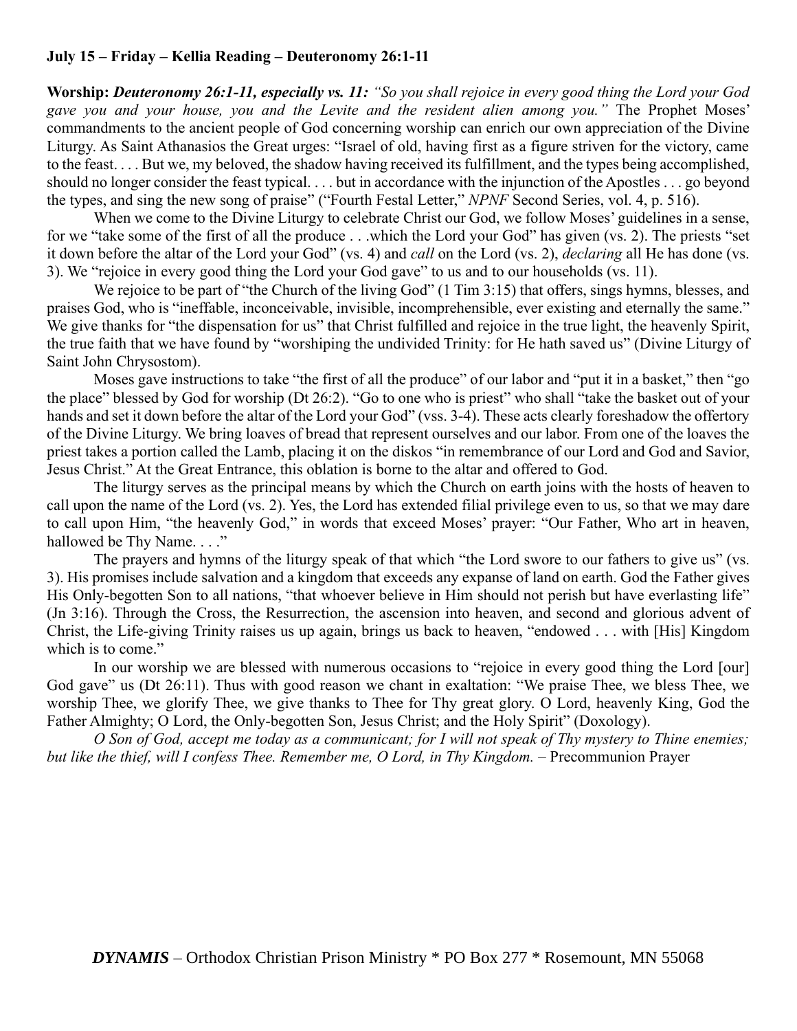**July 15 – Friday – Kellia Reading – Deuteronomy 26:1-11**

**Worship:** ***Deuteronomy 26:1-11, especially vs. 11:*** *"So you shall rejoice in every good thing the Lord your God gave you and your house, you and the Levite and the resident alien among you."* The Prophet Moses' commandments to the ancient people of God concerning worship can enrich our own appreciation of the Divine Liturgy. As Saint Athanasios the Great urges: "Israel of old, having first as a figure striven for the victory, came to the feast. . . . But we, my beloved, the shadow having received its fulfillment, and the types being accomplished, should no longer consider the feast typical. . . . but in accordance with the injunction of the Apostles . . . go beyond the types, and sing the new song of praise" ("Fourth Festal Letter," *NPNF* Second Series, vol. 4, p. 516).

When we come to the Divine Liturgy to celebrate Christ our God, we follow Moses' guidelines in a sense, for we "take some of the first of all the produce . . .which the Lord your God" has given (vs. 2). The priests "set it down before the altar of the Lord your God" (vs. 4) and *call* on the Lord (vs. 2), *declaring* all He has done (vs. 3). We "rejoice in every good thing the Lord your God gave" to us and to our households (vs. 11).

We rejoice to be part of "the Church of the living God" (1 Tim 3:15) that offers, sings hymns, blesses, and praises God, who is "ineffable, inconceivable, invisible, incomprehensible, ever existing and eternally the same." We give thanks for "the dispensation for us" that Christ fulfilled and rejoice in the true light, the heavenly Spirit, the true faith that we have found by "worshiping the undivided Trinity: for He hath saved us" (Divine Liturgy of Saint John Chrysostom).

Moses gave instructions to take "the first of all the produce" of our labor and "put it in a basket," then "go the place" blessed by God for worship (Dt 26:2). "Go to one who is priest" who shall "take the basket out of your hands and set it down before the altar of the Lord your God" (vss. 3-4). These acts clearly foreshadow the offertory of the Divine Liturgy. We bring loaves of bread that represent ourselves and our labor. From one of the loaves the priest takes a portion called the Lamb, placing it on the diskos "in remembrance of our Lord and God and Savior, Jesus Christ." At the Great Entrance, this oblation is borne to the altar and offered to God.

The liturgy serves as the principal means by which the Church on earth joins with the hosts of heaven to call upon the name of the Lord (vs. 2). Yes, the Lord has extended filial privilege even to us, so that we may dare to call upon Him, "the heavenly God," in words that exceed Moses' prayer: "Our Father, Who art in heaven, hallowed be Thy Name. . . ."

The prayers and hymns of the liturgy speak of that which "the Lord swore to our fathers to give us" (vs. 3). His promises include salvation and a kingdom that exceeds any expanse of land on earth. God the Father gives His Only-begotten Son to all nations, "that whoever believe in Him should not perish but have everlasting life" (Jn 3:16). Through the Cross, the Resurrection, the ascension into heaven, and second and glorious advent of Christ, the Life-giving Trinity raises us up again, brings us back to heaven, "endowed . . . with [His] Kingdom which is to come."

In our worship we are blessed with numerous occasions to "rejoice in every good thing the Lord [our] God gave" us (Dt 26:11). Thus with good reason we chant in exaltation: "We praise Thee, we bless Thee, we worship Thee, we glorify Thee, we give thanks to Thee for Thy great glory. O Lord, heavenly King, God the Father Almighty; O Lord, the Only-begotten Son, Jesus Christ; and the Holy Spirit" (Doxology).

*O Son of God, accept me today as a communicant; for I will not speak of Thy mystery to Thine enemies; but like the thief, will I confess Thee. Remember me, O Lord, in Thy Kingdom.* – Precommunion Prayer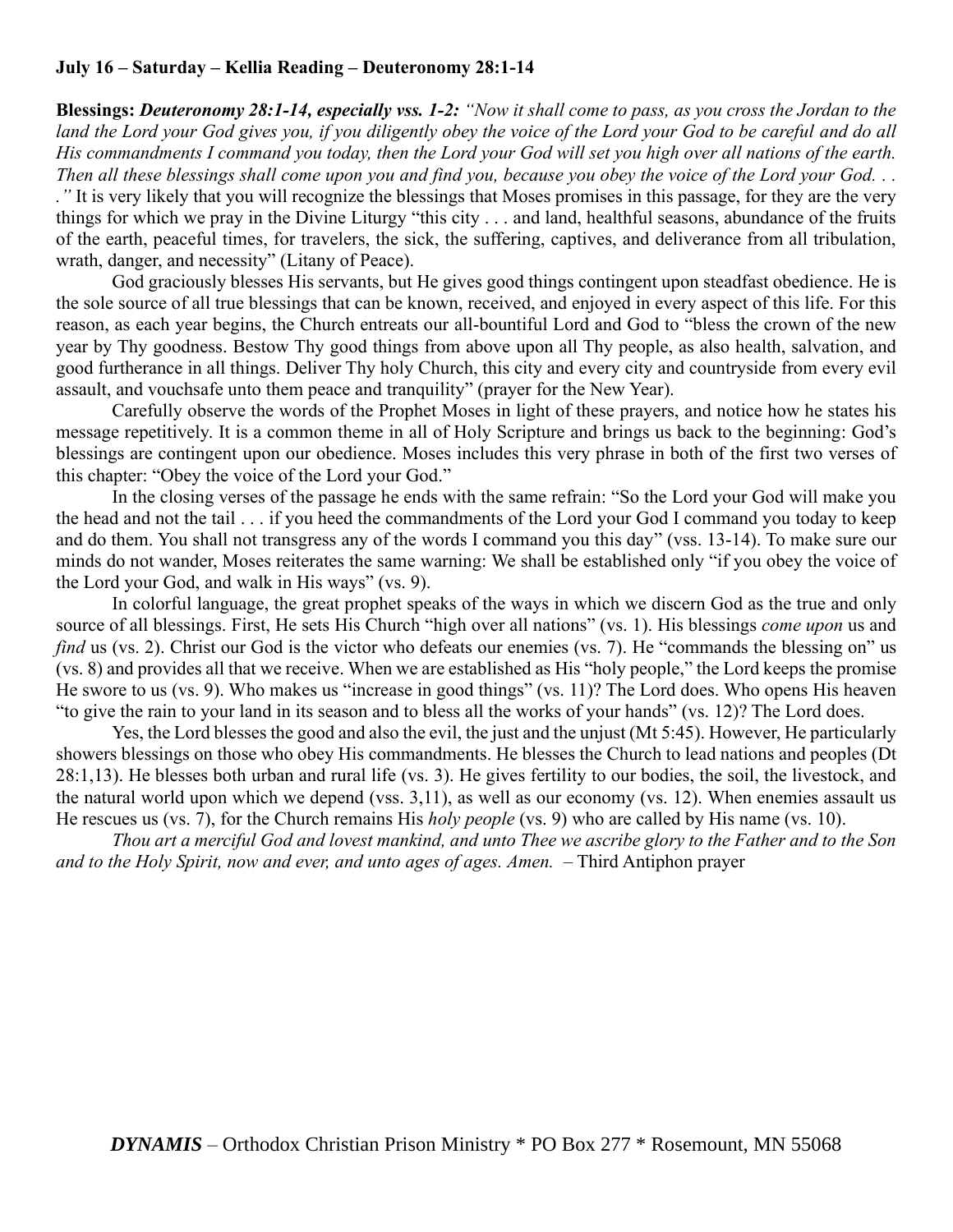**July 16 – Saturday – Kellia Reading – Deuteronomy 28:1-14**

**Blessings:** ***Deuteronomy 28:1-14, especially vss. 1-2:*** *"Now it shall come to pass, as you cross the Jordan to the land the Lord your God gives you, if you diligently obey the voice of the Lord your God to be careful and do all His commandments I command you today, then the Lord your God will set you high over all nations of the earth. Then all these blessings shall come upon you and find you, because you obey the voice of the Lord your God. . . ."* It is very likely that you will recognize the blessings that Moses promises in this passage, for they are the very things for which we pray in the Divine Liturgy "this city . . . and land, healthful seasons, abundance of the fruits of the earth, peaceful times, for travelers, the sick, the suffering, captives, and deliverance from all tribulation, wrath, danger, and necessity" (Litany of Peace).

God graciously blesses His servants, but He gives good things contingent upon steadfast obedience. He is the sole source of all true blessings that can be known, received, and enjoyed in every aspect of this life. For this reason, as each year begins, the Church entreats our all-bountiful Lord and God to "bless the crown of the new year by Thy goodness. Bestow Thy good things from above upon all Thy people, as also health, salvation, and good furtherance in all things. Deliver Thy holy Church, this city and every city and countryside from every evil assault, and vouchsafe unto them peace and tranquility" (prayer for the New Year).

Carefully observe the words of the Prophet Moses in light of these prayers, and notice how he states his message repetitively. It is a common theme in all of Holy Scripture and brings us back to the beginning: God's blessings are contingent upon our obedience. Moses includes this very phrase in both of the first two verses of this chapter: "Obey the voice of the Lord your God."

In the closing verses of the passage he ends with the same refrain: "So the Lord your God will make you the head and not the tail . . . if you heed the commandments of the Lord your God I command you today to keep and do them. You shall not transgress any of the words I command you this day" (vss. 13-14). To make sure our minds do not wander, Moses reiterates the same warning: We shall be established only "if you obey the voice of the Lord your God, and walk in His ways" (vs. 9).

In colorful language, the great prophet speaks of the ways in which we discern God as the true and only source of all blessings. First, He sets His Church "high over all nations" (vs. 1). His blessings *come upon* us and *find* us (vs. 2). Christ our God is the victor who defeats our enemies (vs. 7). He "commands the blessing on" us (vs. 8) and provides all that we receive. When we are established as His "holy people," the Lord keeps the promise He swore to us (vs. 9). Who makes us "increase in good things" (vs. 11)? The Lord does. Who opens His heaven "to give the rain to your land in its season and to bless all the works of your hands" (vs. 12)? The Lord does.

Yes, the Lord blesses the good and also the evil, the just and the unjust (Mt 5:45). However, He particularly showers blessings on those who obey His commandments. He blesses the Church to lead nations and peoples (Dt 28:1,13). He blesses both urban and rural life (vs. 3). He gives fertility to our bodies, the soil, the livestock, and the natural world upon which we depend (vss. 3,11), as well as our economy (vs. 12). When enemies assault us He rescues us (vs. 7), for the Church remains His *holy people* (vs. 9) who are called by His name (vs. 10).

*Thou art a merciful God and lovest mankind, and unto Thee we ascribe glory to the Father and to the Son and to the Holy Spirit, now and ever, and unto ages of ages. Amen.* – Third Antiphon prayer

***DYNAMIS*** – Orthodox Christian Prison Ministry * PO Box 277 * Rosemount, MN 55068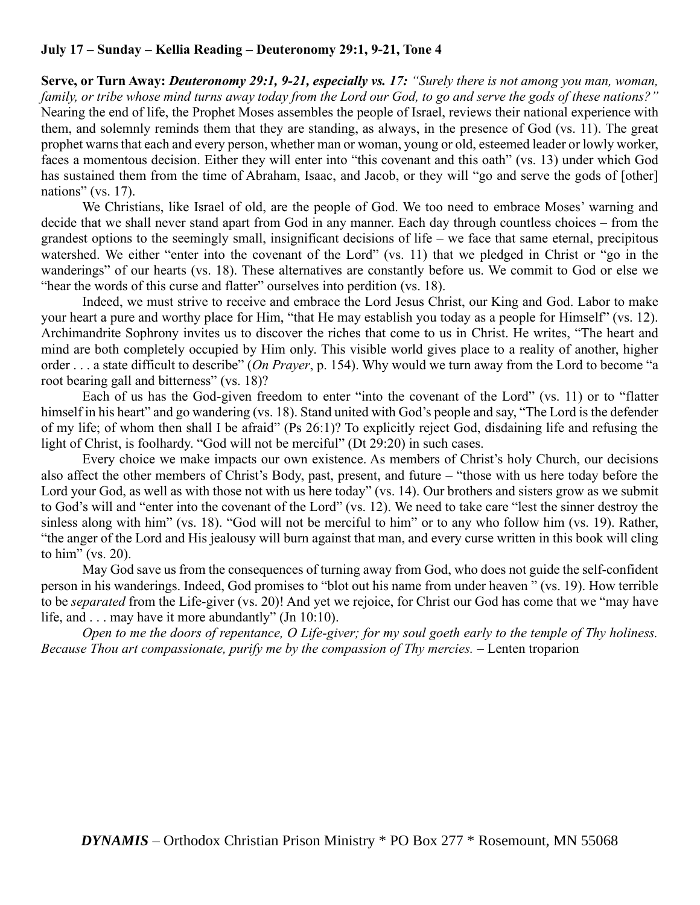**July 17 – Sunday – Kellia Reading – Deuteronomy 29:1, 9-21, Tone 4**

**Serve, or Turn Away:** ***Deuteronomy 29:1, 9-21, especially vs. 17:*** *"Surely there is not among you man, woman, family, or tribe whose mind turns away today from the Lord our God, to go and serve the gods of these nations?"* Nearing the end of life, the Prophet Moses assembles the people of Israel, reviews their national experience with them, and solemnly reminds them that they are standing, as always, in the presence of God (vs. 11). The great prophet warns that each and every person, whether man or woman, young or old, esteemed leader or lowly worker, faces a momentous decision. Either they will enter into "this covenant and this oath" (vs. 13) under which God has sustained them from the time of Abraham, Isaac, and Jacob, or they will "go and serve the gods of [other] nations" (vs. 17).

We Christians, like Israel of old, are the people of God. We too need to embrace Moses' warning and decide that we shall never stand apart from God in any manner. Each day through countless choices – from the grandest options to the seemingly small, insignificant decisions of life – we face that same eternal, precipitous watershed. We either "enter into the covenant of the Lord" (vs. 11) that we pledged in Christ or "go in the wanderings" of our hearts (vs. 18). These alternatives are constantly before us. We commit to God or else we "hear the words of this curse and flatter" ourselves into perdition (vs. 18).

Indeed, we must strive to receive and embrace the Lord Jesus Christ, our King and God. Labor to make your heart a pure and worthy place for Him, "that He may establish you today as a people for Himself" (vs. 12). Archimandrite Sophrony invites us to discover the riches that come to us in Christ. He writes, "The heart and mind are both completely occupied by Him only. This visible world gives place to a reality of another, higher order . . . a state difficult to describe" (*On Prayer*, p. 154). Why would we turn away from the Lord to become "a root bearing gall and bitterness" (vs. 18)?

Each of us has the God-given freedom to enter "into the covenant of the Lord" (vs. 11) or to "flatter himself in his heart" and go wandering (vs. 18). Stand united with God's people and say, "The Lord is the defender of my life; of whom then shall I be afraid" (Ps 26:1)? To explicitly reject God, disdaining life and refusing the light of Christ, is foolhardy. "God will not be merciful" (Dt 29:20) in such cases.

Every choice we make impacts our own existence. As members of Christ's holy Church, our decisions also affect the other members of Christ's Body, past, present, and future – "those with us here today before the Lord your God, as well as with those not with us here today" (vs. 14). Our brothers and sisters grow as we submit to God's will and "enter into the covenant of the Lord" (vs. 12). We need to take care "lest the sinner destroy the sinless along with him" (vs. 18). "God will not be merciful to him" or to any who follow him (vs. 19). Rather, "the anger of the Lord and His jealousy will burn against that man, and every curse written in this book will cling to him" (vs. 20).

May God save us from the consequences of turning away from God, who does not guide the self-confident person in his wanderings. Indeed, God promises to "blot out his name from under heaven " (vs. 19). How terrible to be *separated* from the Life-giver (vs. 20)! And yet we rejoice, for Christ our God has come that we "may have life, and . . . may have it more abundantly" (Jn 10:10).

*Open to me the doors of repentance, O Life-giver; for my soul goeth early to the temple of Thy holiness. Because Thou art compassionate, purify me by the compassion of Thy mercies.* – Lenten troparion

***DYNAMIS*** – Orthodox Christian Prison Ministry * PO Box 277 * Rosemount, MN 55068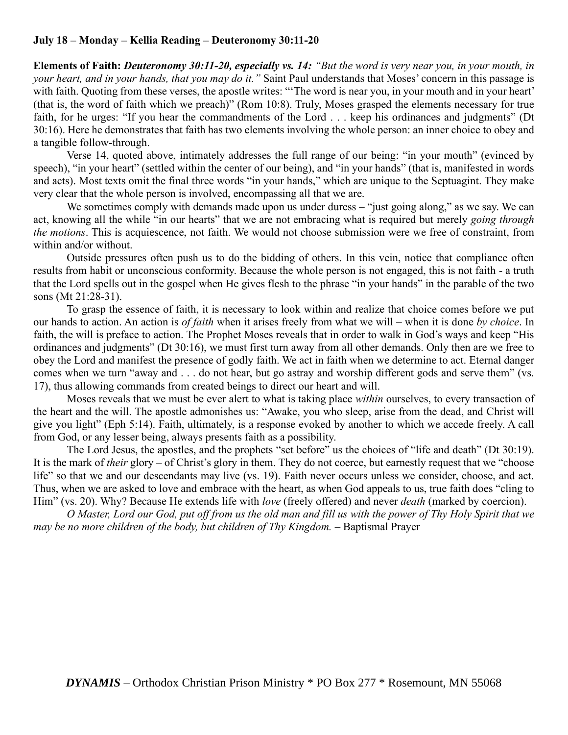**July 18 – Monday – Kellia Reading – Deuteronomy 30:11-20**

**Elements of Faith:** ***Deuteronomy 30:11-20, especially vs. 14:*** *"But the word is very near you, in your mouth, in your heart, and in your hands, that you may do it."* Saint Paul understands that Moses' concern in this passage is with faith. Quoting from these verses, the apostle writes: "'The word is near you, in your mouth and in your heart' (that is, the word of faith which we preach)" (Rom 10:8). Truly, Moses grasped the elements necessary for true faith, for he urges: "If you hear the commandments of the Lord . . . keep his ordinances and judgments" (Dt 30:16). Here he demonstrates that faith has two elements involving the whole person: an inner choice to obey and a tangible follow-through.

Verse 14, quoted above, intimately addresses the full range of our being: "in your mouth" (evinced by speech), "in your heart" (settled within the center of our being), and "in your hands" (that is, manifested in words and acts). Most texts omit the final three words "in your hands," which are unique to the Septuagint. They make very clear that the whole person is involved, encompassing all that we are.

We sometimes comply with demands made upon us under duress – "just going along," as we say. We can act, knowing all the while "in our hearts" that we are not embracing what is required but merely *going through the motions*. This is acquiescence, not faith. We would not choose submission were we free of constraint, from within and/or without.

Outside pressures often push us to do the bidding of others. In this vein, notice that compliance often results from habit or unconscious conformity. Because the whole person is not engaged, this is not faith - a truth that the Lord spells out in the gospel when He gives flesh to the phrase "in your hands" in the parable of the two sons (Mt 21:28-31).

To grasp the essence of faith, it is necessary to look within and realize that choice comes before we put our hands to action. An action is *of faith* when it arises freely from what we will – when it is done *by choice*. In faith, the will is preface to action. The Prophet Moses reveals that in order to walk in God's ways and keep "His ordinances and judgments" (Dt 30:16), we must first turn away from all other demands. Only then are we free to obey the Lord and manifest the presence of godly faith. We act in faith when we determine to act. Eternal danger comes when we turn "away and . . . do not hear, but go astray and worship different gods and serve them" (vs. 17), thus allowing commands from created beings to direct our heart and will.

Moses reveals that we must be ever alert to what is taking place *within* ourselves, to every transaction of the heart and the will. The apostle admonishes us: "Awake, you who sleep, arise from the dead, and Christ will give you light" (Eph 5:14). Faith, ultimately, is a response evoked by another to which we accede freely. A call from God, or any lesser being, always presents faith as a possibility.

The Lord Jesus, the apostles, and the prophets "set before" us the choices of "life and death" (Dt 30:19). It is the mark of *their* glory – of Christ's glory in them. They do not coerce, but earnestly request that we "choose life" so that we and our descendants may live (vs. 19). Faith never occurs unless we consider, choose, and act. Thus, when we are asked to love and embrace with the heart, as when God appeals to us, true faith does "cling to Him" (vs. 20). Why? Because He extends life with *love* (freely offered) and never *death* (marked by coercion).

*O Master, Lord our God, put off from us the old man and fill us with the power of Thy Holy Spirit that we may be no more children of the body, but children of Thy Kingdom.* – Baptismal Prayer

***DYNAMIS*** – Orthodox Christian Prison Ministry * PO Box 277 * Rosemount, MN 55068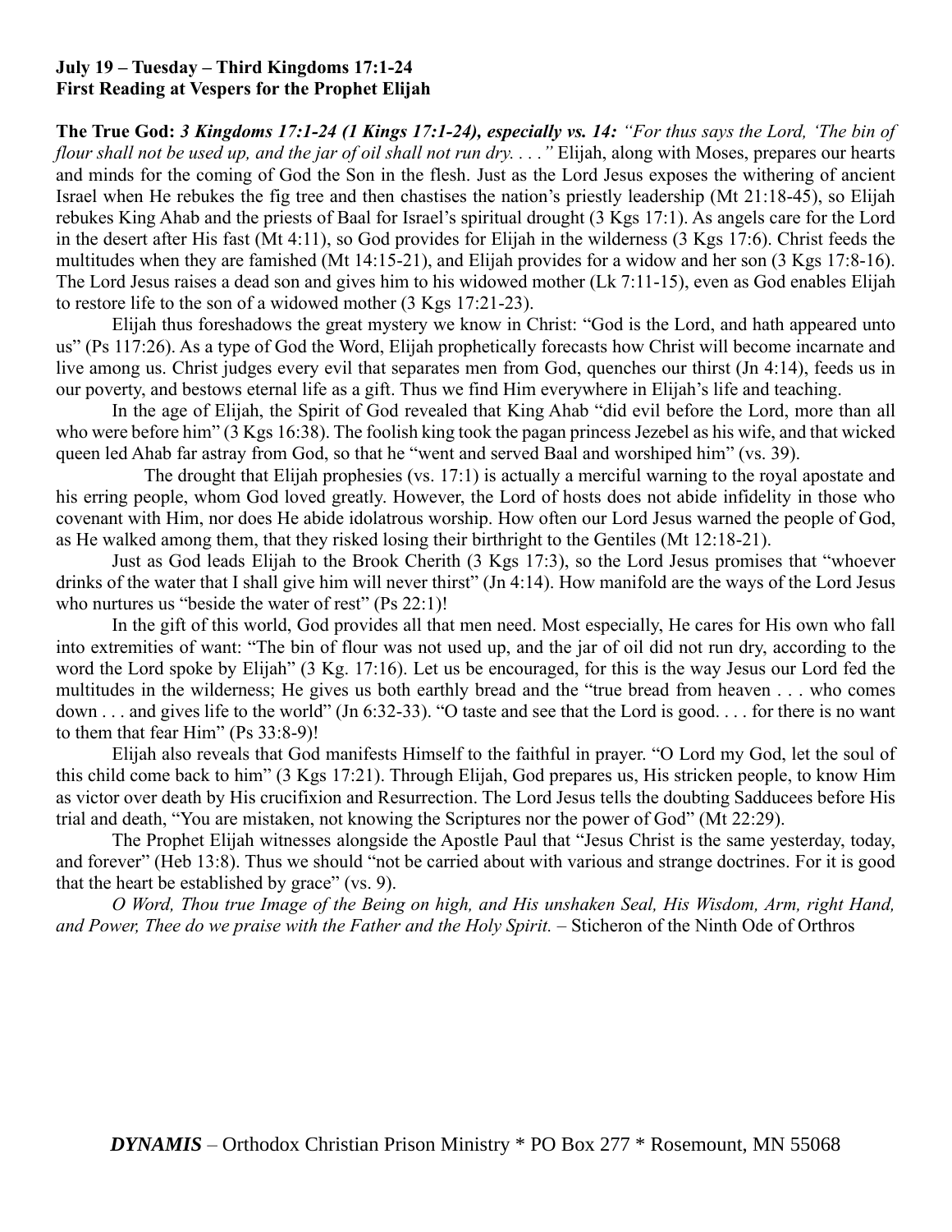**July 19 – Tuesday – Third Kingdoms 17:1-24**
**First Reading at Vespers for the Prophet Elijah**

**The True God:** ***3 Kingdoms 17:1-24 (1 Kings 17:1-24), especially vs. 14:*** *"For thus says the Lord, 'The bin of flour shall not be used up, and the jar of oil shall not run dry. . . ."* Elijah, along with Moses, prepares our hearts and minds for the coming of God the Son in the flesh. Just as the Lord Jesus exposes the withering of ancient Israel when He rebukes the fig tree and then chastises the nation's priestly leadership (Mt 21:18-45), so Elijah rebukes King Ahab and the priests of Baal for Israel's spiritual drought (3 Kgs 17:1). As angels care for the Lord in the desert after His fast (Mt 4:11), so God provides for Elijah in the wilderness (3 Kgs 17:6). Christ feeds the multitudes when they are famished (Mt 14:15-21), and Elijah provides for a widow and her son (3 Kgs 17:8-16). The Lord Jesus raises a dead son and gives him to his widowed mother (Lk 7:11-15), even as God enables Elijah to restore life to the son of a widowed mother (3 Kgs 17:21-23).

Elijah thus foreshadows the great mystery we know in Christ: "God is the Lord, and hath appeared unto us" (Ps 117:26). As a type of God the Word, Elijah prophetically forecasts how Christ will become incarnate and live among us. Christ judges every evil that separates men from God, quenches our thirst (Jn 4:14), feeds us in our poverty, and bestows eternal life as a gift. Thus we find Him everywhere in Elijah's life and teaching.

In the age of Elijah, the Spirit of God revealed that King Ahab "did evil before the Lord, more than all who were before him" (3 Kgs 16:38). The foolish king took the pagan princess Jezebel as his wife, and that wicked queen led Ahab far astray from God, so that he "went and served Baal and worshiped him" (vs. 39).

The drought that Elijah prophesies (vs. 17:1) is actually a merciful warning to the royal apostate and his erring people, whom God loved greatly. However, the Lord of hosts does not abide infidelity in those who covenant with Him, nor does He abide idolatrous worship. How often our Lord Jesus warned the people of God, as He walked among them, that they risked losing their birthright to the Gentiles (Mt 12:18-21).

Just as God leads Elijah to the Brook Cherith (3 Kgs 17:3), so the Lord Jesus promises that "whoever drinks of the water that I shall give him will never thirst" (Jn 4:14). How manifold are the ways of the Lord Jesus who nurtures us "beside the water of rest" (Ps 22:1)!

In the gift of this world, God provides all that men need. Most especially, He cares for His own who fall into extremities of want: "The bin of flour was not used up, and the jar of oil did not run dry, according to the word the Lord spoke by Elijah" (3 Kg. 17:16). Let us be encouraged, for this is the way Jesus our Lord fed the multitudes in the wilderness; He gives us both earthly bread and the "true bread from heaven . . . who comes down . . . and gives life to the world" (Jn 6:32-33). "O taste and see that the Lord is good. . . . for there is no want to them that fear Him" (Ps 33:8-9)!

Elijah also reveals that God manifests Himself to the faithful in prayer. "O Lord my God, let the soul of this child come back to him" (3 Kgs 17:21). Through Elijah, God prepares us, His stricken people, to know Him as victor over death by His crucifixion and Resurrection. The Lord Jesus tells the doubting Sadducees before His trial and death, "You are mistaken, not knowing the Scriptures nor the power of God" (Mt 22:29).

The Prophet Elijah witnesses alongside the Apostle Paul that "Jesus Christ is the same yesterday, today, and forever" (Heb 13:8). Thus we should "not be carried about with various and strange doctrines. For it is good that the heart be established by grace" (vs. 9).

*O Word, Thou true Image of the Being on high, and His unshaken Seal, His Wisdom, Arm, right Hand, and Power, Thee do we praise with the Father and the Holy Spirit.* – Sticheron of the Ninth Ode of Orthros

***DYNAMIS*** – Orthodox Christian Prison Ministry * PO Box 277 * Rosemount, MN 55068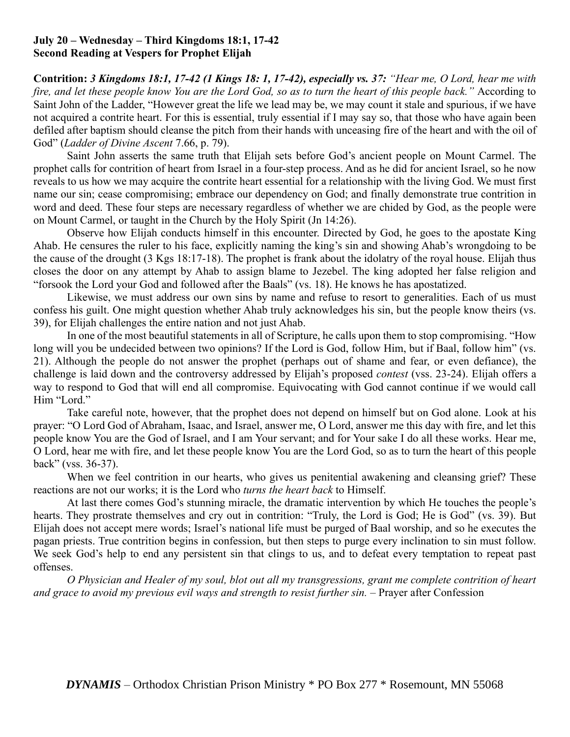**July 20 – Wednesday – Third Kingdoms 18:1, 17-42**
**Second Reading at Vespers for Prophet Elijah**

**Contrition:** ***3 Kingdoms 18:1, 17-42 (1 Kings 18: 1, 17-42), especially vs. 37:*** *"Hear me, O Lord, hear me with fire, and let these people know You are the Lord God, so as to turn the heart of this people back."* According to Saint John of the Ladder, "However great the life we lead may be, we may count it stale and spurious, if we have not acquired a contrite heart. For this is essential, truly essential if I may say so, that those who have again been defiled after baptism should cleanse the pitch from their hands with unceasing fire of the heart and with the oil of God" (*Ladder of Divine Ascent* 7.66, p. 79).

Saint John asserts the same truth that Elijah sets before God's ancient people on Mount Carmel. The prophet calls for contrition of heart from Israel in a four-step process. And as he did for ancient Israel, so he now reveals to us how we may acquire the contrite heart essential for a relationship with the living God. We must first name our sin; cease compromising; embrace our dependency on God; and finally demonstrate true contrition in word and deed. These four steps are necessary regardless of whether we are chided by God, as the people were on Mount Carmel, or taught in the Church by the Holy Spirit (Jn 14:26).

Observe how Elijah conducts himself in this encounter. Directed by God, he goes to the apostate King Ahab. He censures the ruler to his face, explicitly naming the king's sin and showing Ahab's wrongdoing to be the cause of the drought (3 Kgs 18:17-18). The prophet is frank about the idolatry of the royal house. Elijah thus closes the door on any attempt by Ahab to assign blame to Jezebel. The king adopted her false religion and "forsook the Lord your God and followed after the Baals" (vs. 18). He knows he has apostatized.

Likewise, we must address our own sins by name and refuse to resort to generalities. Each of us must confess his guilt. One might question whether Ahab truly acknowledges his sin, but the people know theirs (vs. 39), for Elijah challenges the entire nation and not just Ahab.

In one of the most beautiful statements in all of Scripture, he calls upon them to stop compromising. "How long will you be undecided between two opinions? If the Lord is God, follow Him, but if Baal, follow him" (vs. 21). Although the people do not answer the prophet (perhaps out of shame and fear, or even defiance), the challenge is laid down and the controversy addressed by Elijah's proposed *contest* (vss. 23-24). Elijah offers a way to respond to God that will end all compromise. Equivocating with God cannot continue if we would call Him "Lord."

Take careful note, however, that the prophet does not depend on himself but on God alone. Look at his prayer: "O Lord God of Abraham, Isaac, and Israel, answer me, O Lord, answer me this day with fire, and let this people know You are the God of Israel, and I am Your servant; and for Your sake I do all these works. Hear me, O Lord, hear me with fire, and let these people know You are the Lord God, so as to turn the heart of this people back" (vss. 36-37).

When we feel contrition in our hearts, who gives us penitential awakening and cleansing grief? These reactions are not our works; it is the Lord who *turns the heart back* to Himself.

At last there comes God's stunning miracle, the dramatic intervention by which He touches the people's hearts. They prostrate themselves and cry out in contrition: "Truly, the Lord is God; He is God" (vs. 39). But Elijah does not accept mere words; Israel's national life must be purged of Baal worship, and so he executes the pagan priests. True contrition begins in confession, but then steps to purge every inclination to sin must follow. We seek God's help to end any persistent sin that clings to us, and to defeat every temptation to repeat past offenses.

*O Physician and Healer of my soul, blot out all my transgressions, grant me complete contrition of heart and grace to avoid my previous evil ways and strength to resist further sin.* – Prayer after Confession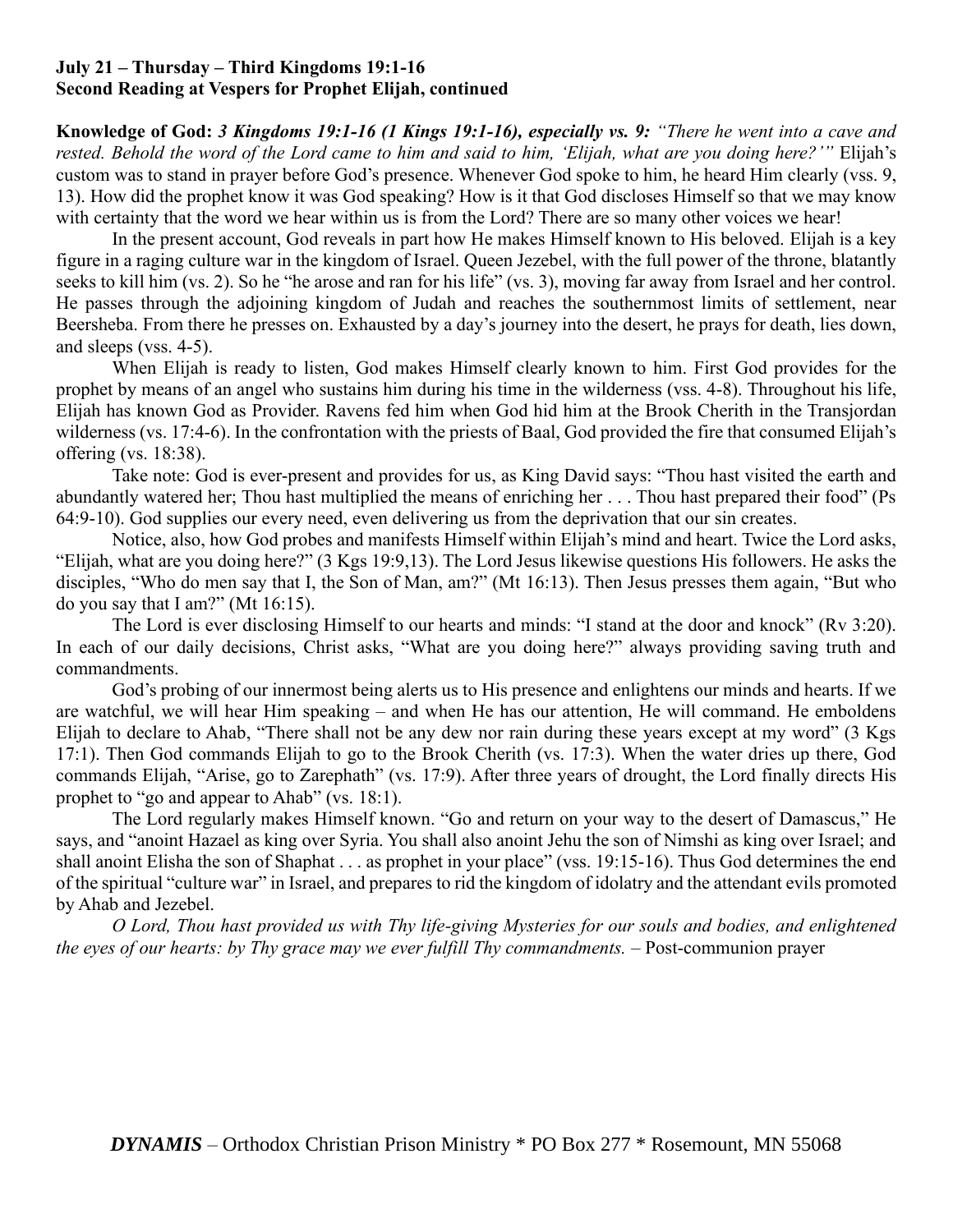**July 21 – Thursday – Third Kingdoms 19:1-16**
**Second Reading at Vespers for Prophet Elijah, continued**

**Knowledge of God:** ***3 Kingdoms 19:1-16 (1 Kings 19:1-16), especially vs. 9:*** *"There he went into a cave and rested. Behold the word of the Lord came to him and said to him, 'Elijah, what are you doing here?'"* Elijah's custom was to stand in prayer before God's presence. Whenever God spoke to him, he heard Him clearly (vss. 9, 13). How did the prophet know it was God speaking? How is it that God discloses Himself so that we may know with certainty that the word we hear within us is from the Lord? There are so many other voices we hear!

In the present account, God reveals in part how He makes Himself known to His beloved. Elijah is a key figure in a raging culture war in the kingdom of Israel. Queen Jezebel, with the full power of the throne, blatantly seeks to kill him (vs. 2). So he "he arose and ran for his life" (vs. 3), moving far away from Israel and her control. He passes through the adjoining kingdom of Judah and reaches the southernmost limits of settlement, near Beersheba. From there he presses on. Exhausted by a day's journey into the desert, he prays for death, lies down, and sleeps (vss. 4-5).

When Elijah is ready to listen, God makes Himself clearly known to him. First God provides for the prophet by means of an angel who sustains him during his time in the wilderness (vss. 4-8). Throughout his life, Elijah has known God as Provider. Ravens fed him when God hid him at the Brook Cherith in the Transjordan wilderness (vs. 17:4-6). In the confrontation with the priests of Baal, God provided the fire that consumed Elijah's offering (vs. 18:38).

Take note: God is ever-present and provides for us, as King David says: "Thou hast visited the earth and abundantly watered her; Thou hast multiplied the means of enriching her . . . Thou hast prepared their food" (Ps 64:9-10). God supplies our every need, even delivering us from the deprivation that our sin creates.

Notice, also, how God probes and manifests Himself within Elijah's mind and heart. Twice the Lord asks, "Elijah, what are you doing here?" (3 Kgs 19:9,13). The Lord Jesus likewise questions His followers. He asks the disciples, "Who do men say that I, the Son of Man, am?" (Mt 16:13). Then Jesus presses them again, "But who do you say that I am?" (Mt 16:15).

The Lord is ever disclosing Himself to our hearts and minds: "I stand at the door and knock" (Rv 3:20). In each of our daily decisions, Christ asks, "What are you doing here?" always providing saving truth and commandments.

God's probing of our innermost being alerts us to His presence and enlightens our minds and hearts. If we are watchful, we will hear Him speaking – and when He has our attention, He will command. He emboldens Elijah to declare to Ahab, "There shall not be any dew nor rain during these years except at my word" (3 Kgs 17:1). Then God commands Elijah to go to the Brook Cherith (vs. 17:3). When the water dries up there, God commands Elijah, "Arise, go to Zarephath" (vs. 17:9). After three years of drought, the Lord finally directs His prophet to "go and appear to Ahab" (vs. 18:1).

The Lord regularly makes Himself known. "Go and return on your way to the desert of Damascus," He says, and "anoint Hazael as king over Syria. You shall also anoint Jehu the son of Nimshi as king over Israel; and shall anoint Elisha the son of Shaphat . . . as prophet in your place" (vss. 19:15-16). Thus God determines the end of the spiritual "culture war" in Israel, and prepares to rid the kingdom of idolatry and the attendant evils promoted by Ahab and Jezebel.

*O Lord, Thou hast provided us with Thy life-giving Mysteries for our souls and bodies, and enlightened the eyes of our hearts: by Thy grace may we ever fulfill Thy commandments.* – Post-communion prayer

***DYNAMIS*** – Orthodox Christian Prison Ministry * PO Box 277 * Rosemount, MN 55068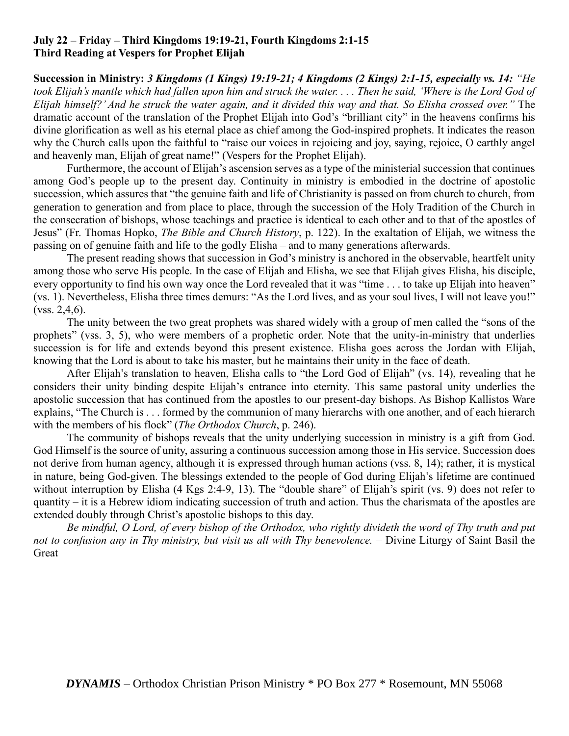**July 22 – Friday – Third Kingdoms 19:19-21, Fourth Kingdoms 2:1-15**
**Third Reading at Vespers for Prophet Elijah**

**Succession in Ministry:** ***3 Kingdoms (1 Kings) 19:19-21; 4 Kingdoms (2 Kings) 2:1-15, especially vs. 14:*** *"He took Elijah's mantle which had fallen upon him and struck the water. . . . Then he said, 'Where is the Lord God of Elijah himself?' And he struck the water again, and it divided this way and that. So Elisha crossed over."* The dramatic account of the translation of the Prophet Elijah into God's "brilliant city" in the heavens confirms his divine glorification as well as his eternal place as chief among the God-inspired prophets. It indicates the reason why the Church calls upon the faithful to "raise our voices in rejoicing and joy, saying, rejoice, O earthly angel and heavenly man, Elijah of great name!" (Vespers for the Prophet Elijah).

Furthermore, the account of Elijah's ascension serves as a type of the ministerial succession that continues among God's people up to the present day. Continuity in ministry is embodied in the doctrine of apostolic succession, which assures that "the genuine faith and life of Christianity is passed on from church to church, from generation to generation and from place to place, through the succession of the Holy Tradition of the Church in the consecration of bishops, whose teachings and practice is identical to each other and to that of the apostles of Jesus" (Fr. Thomas Hopko, *The Bible and Church History*, p. 122). In the exaltation of Elijah, we witness the passing on of genuine faith and life to the godly Elisha – and to many generations afterwards.

The present reading shows that succession in God's ministry is anchored in the observable, heartfelt unity among those who serve His people. In the case of Elijah and Elisha, we see that Elijah gives Elisha, his disciple, every opportunity to find his own way once the Lord revealed that it was "time . . . to take up Elijah into heaven" (vs. 1). Nevertheless, Elisha three times demurs: "As the Lord lives, and as your soul lives, I will not leave you!" (vss. 2,4,6).

The unity between the two great prophets was shared widely with a group of men called the "sons of the prophets" (vss. 3, 5), who were members of a prophetic order. Note that the unity-in-ministry that underlies succession is for life and extends beyond this present existence. Elisha goes across the Jordan with Elijah, knowing that the Lord is about to take his master, but he maintains their unity in the face of death.

After Elijah's translation to heaven, Elisha calls to "the Lord God of Elijah" (vs. 14), revealing that he considers their unity binding despite Elijah's entrance into eternity. This same pastoral unity underlies the apostolic succession that has continued from the apostles to our present-day bishops. As Bishop Kallistos Ware explains, "The Church is . . . formed by the communion of many hierarchs with one another, and of each hierarch with the members of his flock" (*The Orthodox Church*, p. 246).

The community of bishops reveals that the unity underlying succession in ministry is a gift from God. God Himself is the source of unity, assuring a continuous succession among those in His service. Succession does not derive from human agency, although it is expressed through human actions (vss. 8, 14); rather, it is mystical in nature, being God-given. The blessings extended to the people of God during Elijah's lifetime are continued without interruption by Elisha (4 Kgs 2:4-9, 13). The "double share" of Elijah's spirit (vs. 9) does not refer to quantity – it is a Hebrew idiom indicating succession of truth and action. Thus the charismata of the apostles are extended doubly through Christ's apostolic bishops to this day.

*Be mindful, O Lord, of every bishop of the Orthodox, who rightly divideth the word of Thy truth and put not to confusion any in Thy ministry, but visit us all with Thy benevolence.* – Divine Liturgy of Saint Basil the Great

***DYNAMIS*** – Orthodox Christian Prison Ministry * PO Box 277 * Rosemount, MN 55068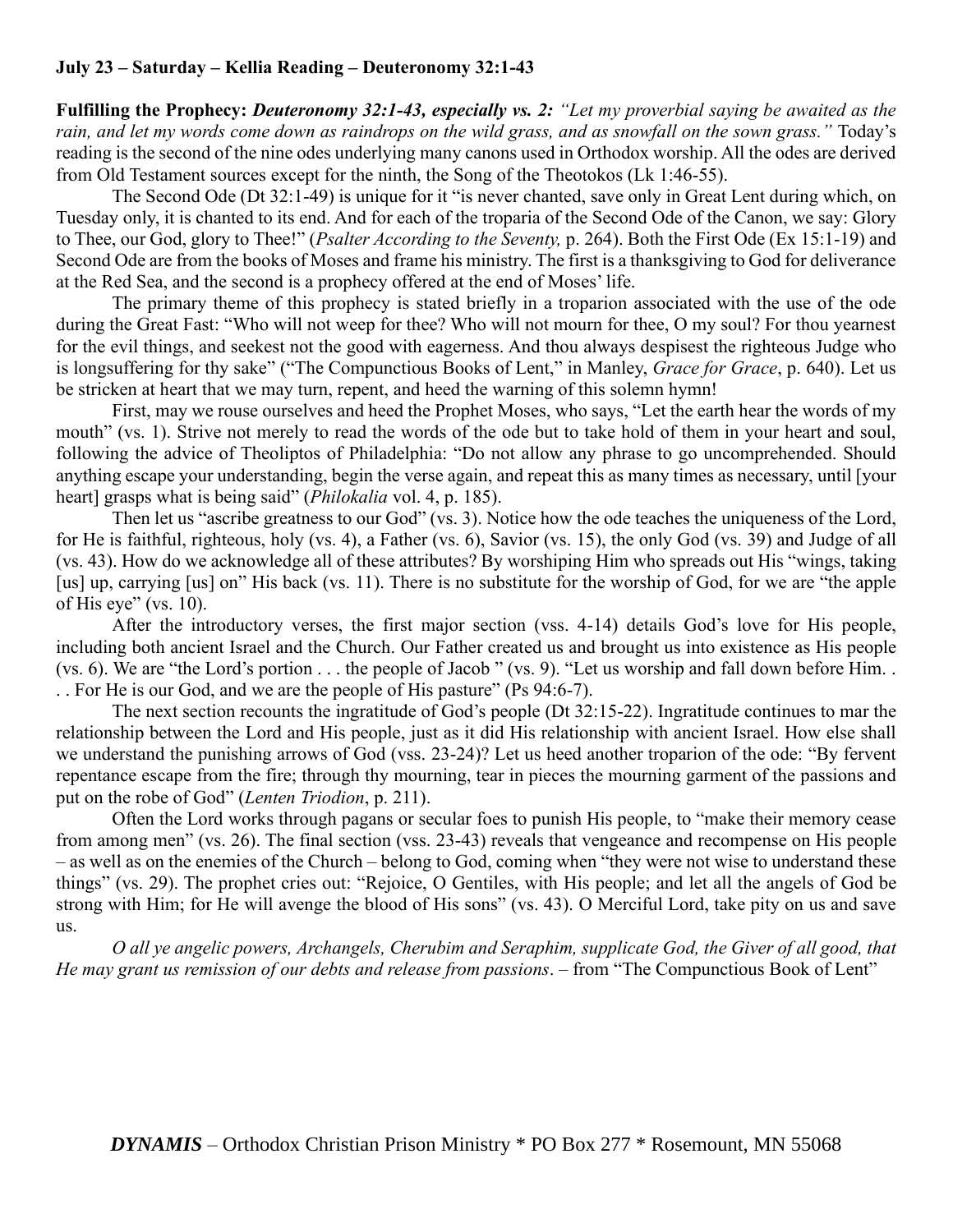**July 23 – Saturday – Kellia Reading – Deuteronomy 32:1-43**

**Fulfilling the Prophecy:** ***Deuteronomy 32:1-43, especially vs. 2:*** *"Let my proverbial saying be awaited as the rain, and let my words come down as raindrops on the wild grass, and as snowfall on the sown grass."* Today's reading is the second of the nine odes underlying many canons used in Orthodox worship. All the odes are derived from Old Testament sources except for the ninth, the Song of the Theotokos (Lk 1:46-55).

The Second Ode (Dt 32:1-49) is unique for it "is never chanted, save only in Great Lent during which, on Tuesday only, it is chanted to its end. And for each of the troparia of the Second Ode of the Canon, we say: Glory to Thee, our God, glory to Thee!" (*Psalter According to the Seventy,* p. 264). Both the First Ode (Ex 15:1-19) and Second Ode are from the books of Moses and frame his ministry. The first is a thanksgiving to God for deliverance at the Red Sea, and the second is a prophecy offered at the end of Moses' life.

The primary theme of this prophecy is stated briefly in a troparion associated with the use of the ode during the Great Fast: "Who will not weep for thee? Who will not mourn for thee, O my soul? For thou yearnest for the evil things, and seekest not the good with eagerness. And thou always despisest the righteous Judge who is longsuffering for thy sake" ("The Compunctious Books of Lent," in Manley, *Grace for Grace*, p. 640). Let us be stricken at heart that we may turn, repent, and heed the warning of this solemn hymn!

First, may we rouse ourselves and heed the Prophet Moses, who says, "Let the earth hear the words of my mouth" (vs. 1). Strive not merely to read the words of the ode but to take hold of them in your heart and soul, following the advice of Theoliptos of Philadelphia: "Do not allow any phrase to go uncomprehended. Should anything escape your understanding, begin the verse again, and repeat this as many times as necessary, until [your heart] grasps what is being said" (*Philokalia* vol. 4, p. 185).

Then let us "ascribe greatness to our God" (vs. 3). Notice how the ode teaches the uniqueness of the Lord, for He is faithful, righteous, holy (vs. 4), a Father (vs. 6), Savior (vs. 15), the only God (vs. 39) and Judge of all (vs. 43). How do we acknowledge all of these attributes? By worshiping Him who spreads out His "wings, taking [us] up, carrying [us] on" His back (vs. 11). There is no substitute for the worship of God, for we are "the apple of His eye" (vs. 10).

After the introductory verses, the first major section (vss. 4-14) details God's love for His people, including both ancient Israel and the Church. Our Father created us and brought us into existence as His people (vs. 6). We are "the Lord's portion . . . the people of Jacob " (vs. 9). "Let us worship and fall down before Him. . . . For He is our God, and we are the people of His pasture" (Ps 94:6-7).

The next section recounts the ingratitude of God's people (Dt 32:15-22). Ingratitude continues to mar the relationship between the Lord and His people, just as it did His relationship with ancient Israel. How else shall we understand the punishing arrows of God (vss. 23-24)? Let us heed another troparion of the ode: "By fervent repentance escape from the fire; through thy mourning, tear in pieces the mourning garment of the passions and put on the robe of God" (*Lenten Triodion*, p. 211).

Often the Lord works through pagans or secular foes to punish His people, to "make their memory cease from among men" (vs. 26). The final section (vss. 23-43) reveals that vengeance and recompense on His people – as well as on the enemies of the Church – belong to God, coming when "they were not wise to understand these things" (vs. 29). The prophet cries out: "Rejoice, O Gentiles, with His people; and let all the angels of God be strong with Him; for He will avenge the blood of His sons" (vs. 43). O Merciful Lord, take pity on us and save us.

*O all ye angelic powers, Archangels, Cherubim and Seraphim, supplicate God, the Giver of all good, that He may grant us remission of our debts and release from passions*. – from "The Compunctious Book of Lent"

***DYNAMIS*** – Orthodox Christian Prison Ministry * PO Box 277 * Rosemount, MN 55068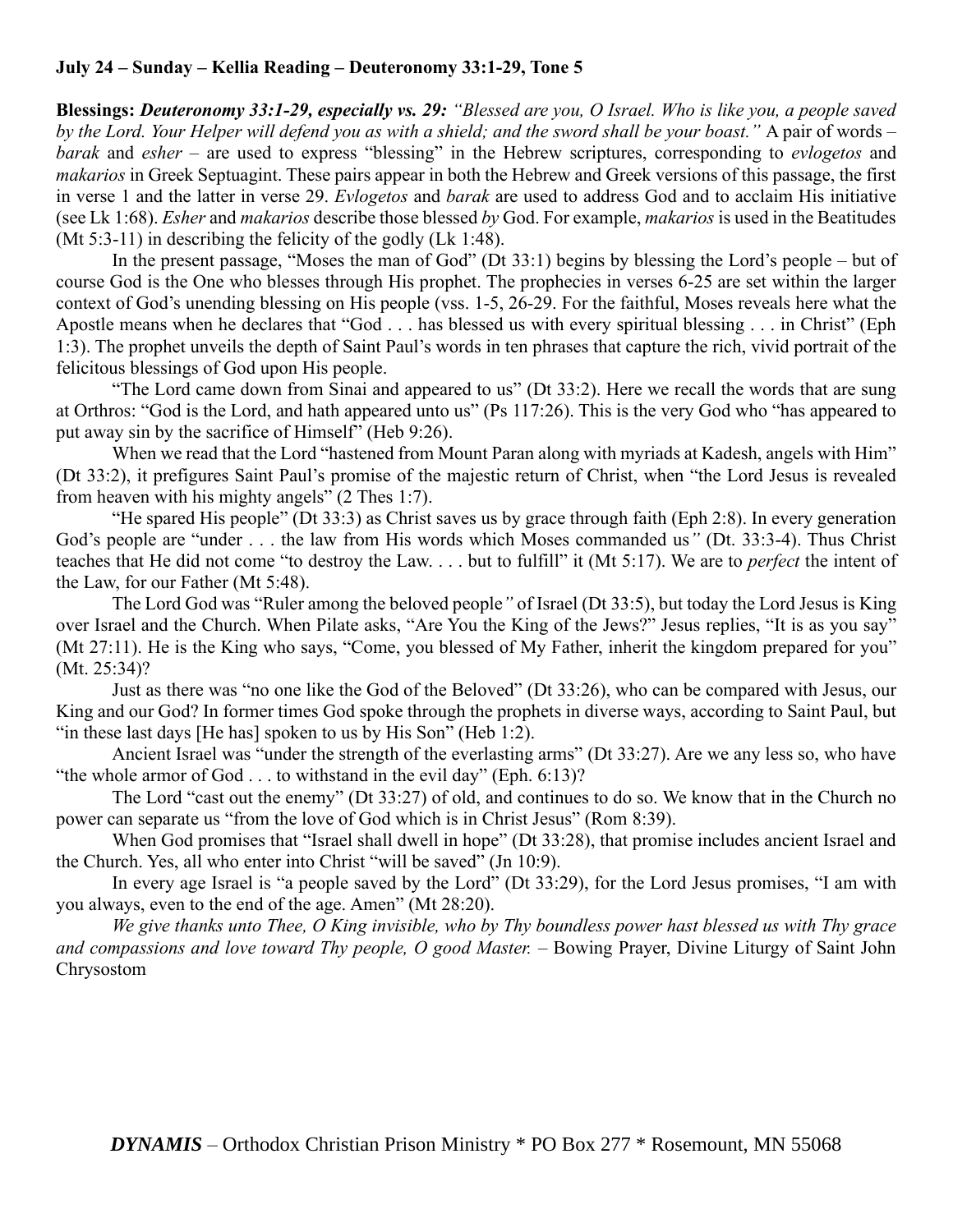**July 24 – Sunday – Kellia Reading – Deuteronomy 33:1-29, Tone 5**

**Blessings:** ***Deuteronomy 33:1-29, especially vs. 29:*** *"Blessed are you, O Israel. Who is like you, a people saved by the Lord. Your Helper will defend you as with a shield; and the sword shall be your boast."* A pair of words – *barak* and *esher* – are used to express "blessing" in the Hebrew scriptures, corresponding to *evlogetos* and *makarios* in Greek Septuagint. These pairs appear in both the Hebrew and Greek versions of this passage, the first in verse 1 and the latter in verse 29. *Evlogetos* and *barak* are used to address God and to acclaim His initiative (see Lk 1:68). *Esher* and *makarios* describe those blessed *by* God. For example, *makarios* is used in the Beatitudes (Mt 5:3-11) in describing the felicity of the godly (Lk 1:48).

In the present passage, "Moses the man of God" (Dt 33:1) begins by blessing the Lord's people – but of course God is the One who blesses through His prophet. The prophecies in verses 6-25 are set within the larger context of God's unending blessing on His people (vss. 1-5, 26-29. For the faithful, Moses reveals here what the Apostle means when he declares that "God . . . has blessed us with every spiritual blessing . . . in Christ" (Eph 1:3). The prophet unveils the depth of Saint Paul's words in ten phrases that capture the rich, vivid portrait of the felicitous blessings of God upon His people.

"The Lord came down from Sinai and appeared to us" (Dt 33:2). Here we recall the words that are sung at Orthros: "God is the Lord, and hath appeared unto us" (Ps 117:26). This is the very God who "has appeared to put away sin by the sacrifice of Himself" (Heb 9:26).

When we read that the Lord "hastened from Mount Paran along with myriads at Kadesh, angels with Him" (Dt 33:2), it prefigures Saint Paul's promise of the majestic return of Christ, when "the Lord Jesus is revealed from heaven with his mighty angels" (2 Thes 1:7).

"He spared His people" (Dt 33:3) as Christ saves us by grace through faith (Eph 2:8). In every generation God's people are "under . . . the law from His words which Moses commanded us*"* (Dt. 33:3-4). Thus Christ teaches that He did not come "to destroy the Law. . . . but to fulfill" it (Mt 5:17). We are to *perfect* the intent of the Law, for our Father (Mt 5:48).

The Lord God was "Ruler among the beloved people*"* of Israel (Dt 33:5), but today the Lord Jesus is King over Israel and the Church. When Pilate asks, "Are You the King of the Jews?" Jesus replies, "It is as you say" (Mt 27:11). He is the King who says, "Come, you blessed of My Father, inherit the kingdom prepared for you" (Mt. 25:34)?

Just as there was "no one like the God of the Beloved" (Dt 33:26), who can be compared with Jesus, our King and our God? In former times God spoke through the prophets in diverse ways, according to Saint Paul, but "in these last days [He has] spoken to us by His Son" (Heb 1:2).

Ancient Israel was "under the strength of the everlasting arms" (Dt 33:27). Are we any less so, who have "the whole armor of God . . . to withstand in the evil day" (Eph. 6:13)?

The Lord "cast out the enemy" (Dt 33:27) of old, and continues to do so. We know that in the Church no power can separate us "from the love of God which is in Christ Jesus" (Rom 8:39).

When God promises that "Israel shall dwell in hope" (Dt 33:28), that promise includes ancient Israel and the Church. Yes, all who enter into Christ "will be saved" (Jn 10:9).

In every age Israel is "a people saved by the Lord" (Dt 33:29), for the Lord Jesus promises, "I am with you always, even to the end of the age. Amen" (Mt 28:20).

*We give thanks unto Thee, O King invisible, who by Thy boundless power hast blessed us with Thy grace and compassions and love toward Thy people, O good Master.* – Bowing Prayer, Divine Liturgy of Saint John Chrysostom

***DYNAMIS*** – Orthodox Christian Prison Ministry * PO Box 277 * Rosemount, MN 55068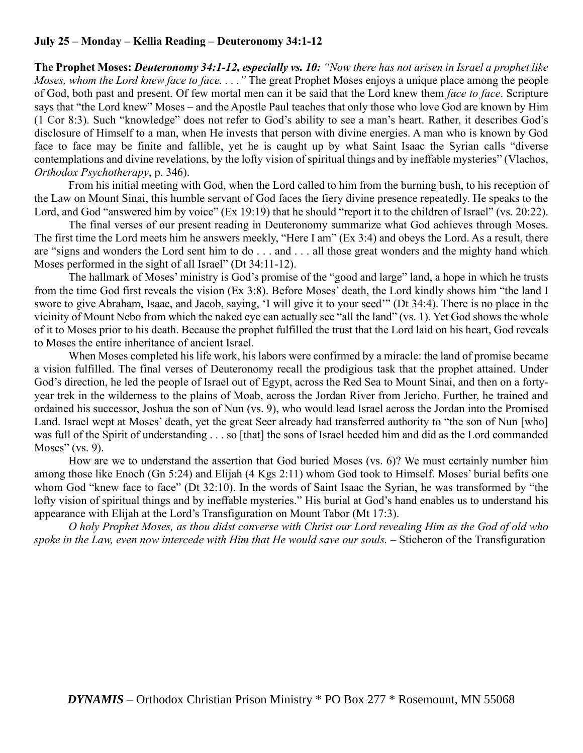**July 25 – Monday – Kellia Reading – Deuteronomy 34:1-12**

**The Prophet Moses:** ***Deuteronomy 34:1-12, especially vs. 10:*** *"Now there has not arisen in Israel a prophet like Moses, whom the Lord knew face to face. . . ."* The great Prophet Moses enjoys a unique place among the people of God, both past and present. Of few mortal men can it be said that the Lord knew them *face to face*. Scripture says that "the Lord knew" Moses – and the Apostle Paul teaches that only those who love God are known by Him (1 Cor 8:3). Such "knowledge" does not refer to God's ability to see a man's heart. Rather, it describes God's disclosure of Himself to a man, when He invests that person with divine energies. A man who is known by God face to face may be finite and fallible, yet he is caught up by what Saint Isaac the Syrian calls "diverse contemplations and divine revelations, by the lofty vision of spiritual things and by ineffable mysteries" (Vlachos, *Orthodox Psychotherapy*, p. 346).

From his initial meeting with God, when the Lord called to him from the burning bush, to his reception of the Law on Mount Sinai, this humble servant of God faces the fiery divine presence repeatedly. He speaks to the Lord, and God "answered him by voice" (Ex 19:19) that he should "report it to the children of Israel" (vs. 20:22).

The final verses of our present reading in Deuteronomy summarize what God achieves through Moses. The first time the Lord meets him he answers meekly, "Here I am" (Ex 3:4) and obeys the Lord. As a result, there are "signs and wonders the Lord sent him to do . . . and . . . all those great wonders and the mighty hand which Moses performed in the sight of all Israel" (Dt 34:11-12).

The hallmark of Moses' ministry is God's promise of the "good and large" land, a hope in which he trusts from the time God first reveals the vision (Ex 3:8). Before Moses' death, the Lord kindly shows him "the land I swore to give Abraham, Isaac, and Jacob, saying, 'I will give it to your seed'" (Dt 34:4). There is no place in the vicinity of Mount Nebo from which the naked eye can actually see "all the land" (vs. 1). Yet God shows the whole of it to Moses prior to his death. Because the prophet fulfilled the trust that the Lord laid on his heart, God reveals to Moses the entire inheritance of ancient Israel.

When Moses completed his life work, his labors were confirmed by a miracle: the land of promise became a vision fulfilled. The final verses of Deuteronomy recall the prodigious task that the prophet attained. Under God's direction, he led the people of Israel out of Egypt, across the Red Sea to Mount Sinai, and then on a forty-year trek in the wilderness to the plains of Moab, across the Jordan River from Jericho. Further, he trained and ordained his successor, Joshua the son of Nun (vs. 9), who would lead Israel across the Jordan into the Promised Land. Israel wept at Moses' death, yet the great Seer already had transferred authority to "the son of Nun [who] was full of the Spirit of understanding . . . so [that] the sons of Israel heeded him and did as the Lord commanded Moses" (vs. 9).

How are we to understand the assertion that God buried Moses (vs. 6)? We must certainly number him among those like Enoch (Gn 5:24) and Elijah (4 Kgs 2:11) whom God took to Himself. Moses' burial befits one whom God "knew face to face" (Dt 32:10). In the words of Saint Isaac the Syrian, he was transformed by "the lofty vision of spiritual things and by ineffable mysteries." His burial at God's hand enables us to understand his appearance with Elijah at the Lord's Transfiguration on Mount Tabor (Mt 17:3).

*O holy Prophet Moses, as thou didst converse with Christ our Lord revealing Him as the God of old who spoke in the Law, even now intercede with Him that He would save our souls.* – Sticheron of the Transfiguration

***DYNAMIS*** – Orthodox Christian Prison Ministry * PO Box 277 * Rosemount, MN 55068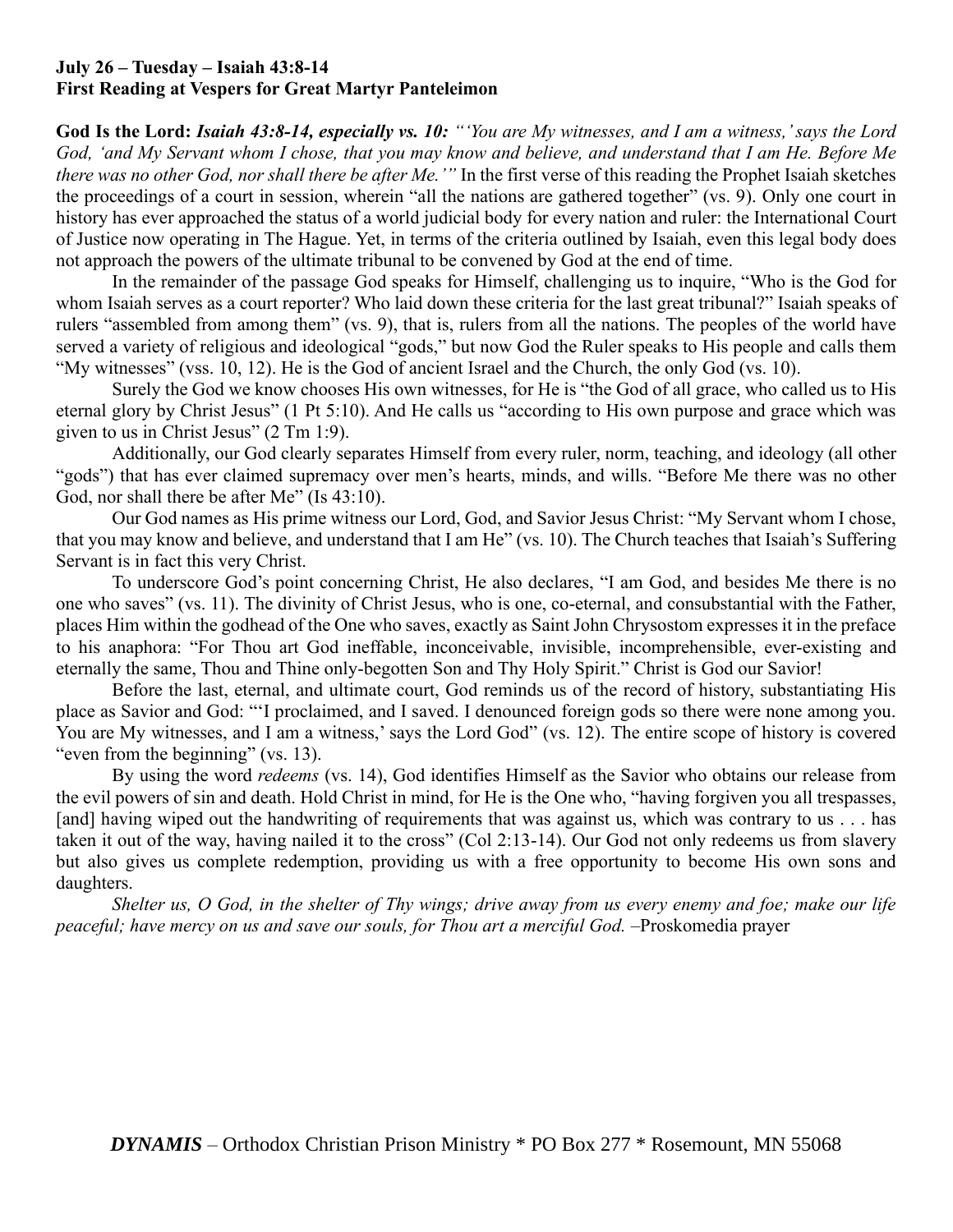**July 26 – Tuesday – Isaiah 43:8-14**
**First Reading at Vespers for Great Martyr Panteleimon**

**God Is the Lord:** ***Isaiah 43:8-14, especially vs. 10:*** *"'You are My witnesses, and I am a witness,' says the Lord God, 'and My Servant whom I chose, that you may know and believe, and understand that I am He. Before Me there was no other God, nor shall there be after Me.'"* In the first verse of this reading the Prophet Isaiah sketches the proceedings of a court in session, wherein "all the nations are gathered together" (vs. 9). Only one court in history has ever approached the status of a world judicial body for every nation and ruler: the International Court of Justice now operating in The Hague. Yet, in terms of the criteria outlined by Isaiah, even this legal body does not approach the powers of the ultimate tribunal to be convened by God at the end of time.

In the remainder of the passage God speaks for Himself, challenging us to inquire, "Who is the God for whom Isaiah serves as a court reporter? Who laid down these criteria for the last great tribunal?" Isaiah speaks of rulers "assembled from among them" (vs. 9), that is, rulers from all the nations. The peoples of the world have served a variety of religious and ideological "gods," but now God the Ruler speaks to His people and calls them "My witnesses" (vss. 10, 12). He is the God of ancient Israel and the Church, the only God (vs. 10).

Surely the God we know chooses His own witnesses, for He is "the God of all grace, who called us to His eternal glory by Christ Jesus" (1 Pt 5:10). And He calls us "according to His own purpose and grace which was given to us in Christ Jesus" (2 Tm 1:9).

Additionally, our God clearly separates Himself from every ruler, norm, teaching, and ideology (all other "gods") that has ever claimed supremacy over men's hearts, minds, and wills. "Before Me there was no other God, nor shall there be after Me" (Is 43:10).

Our God names as His prime witness our Lord, God, and Savior Jesus Christ: "My Servant whom I chose, that you may know and believe, and understand that I am He" (vs. 10). The Church teaches that Isaiah's Suffering Servant is in fact this very Christ.

To underscore God's point concerning Christ, He also declares, "I am God, and besides Me there is no one who saves" (vs. 11). The divinity of Christ Jesus, who is one, co-eternal, and consubstantial with the Father, places Him within the godhead of the One who saves, exactly as Saint John Chrysostom expresses it in the preface to his anaphora: "For Thou art God ineffable, inconceivable, invisible, incomprehensible, ever-existing and eternally the same, Thou and Thine only-begotten Son and Thy Holy Spirit." Christ is God our Savior!

Before the last, eternal, and ultimate court, God reminds us of the record of history, substantiating His place as Savior and God: "'I proclaimed, and I saved. I denounced foreign gods so there were none among you. You are My witnesses, and I am a witness,' says the Lord God" (vs. 12). The entire scope of history is covered "even from the beginning" (vs. 13).

By using the word *redeems* (vs. 14), God identifies Himself as the Savior who obtains our release from the evil powers of sin and death. Hold Christ in mind, for He is the One who, "having forgiven you all trespasses, [and] having wiped out the handwriting of requirements that was against us, which was contrary to us . . . has taken it out of the way, having nailed it to the cross" (Col 2:13-14). Our God not only redeems us from slavery but also gives us complete redemption, providing us with a free opportunity to become His own sons and daughters.

*Shelter us, O God, in the shelter of Thy wings; drive away from us every enemy and foe; make our life peaceful; have mercy on us and save our souls, for Thou art a merciful God.* –Proskomedia prayer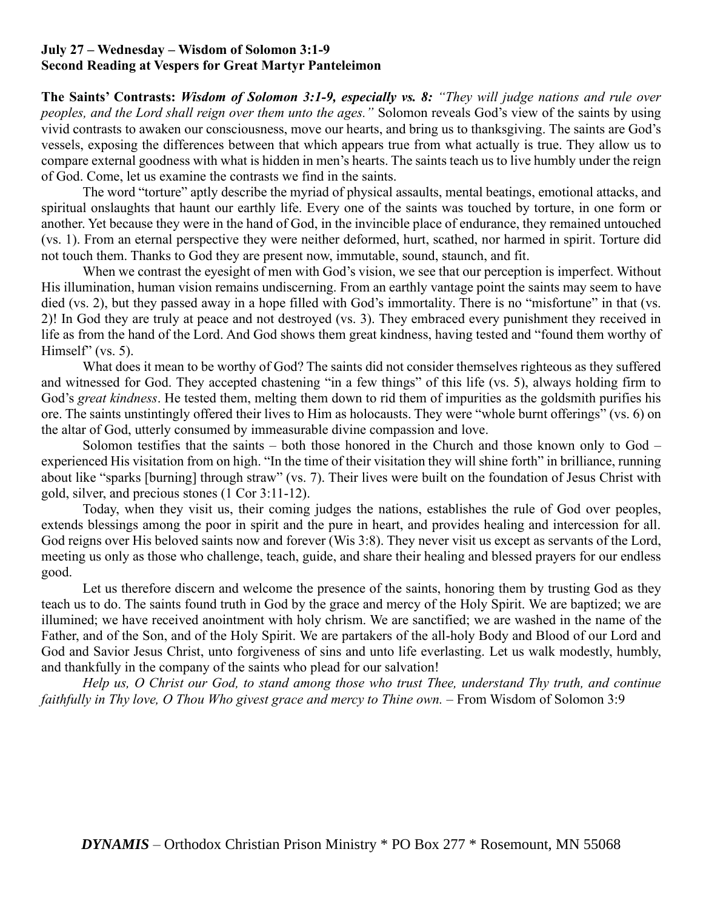**July 27 – Wednesday – Wisdom of Solomon 3:1-9**
**Second Reading at Vespers for Great Martyr Panteleimon**

**The Saints' Contrasts:** ***Wisdom of Solomon 3:1-9, especially vs. 8:*** *"They will judge nations and rule over peoples, and the Lord shall reign over them unto the ages."* Solomon reveals God's view of the saints by using vivid contrasts to awaken our consciousness, move our hearts, and bring us to thanksgiving. The saints are God's vessels, exposing the differences between that which appears true from what actually is true. They allow us to compare external goodness with what is hidden in men's hearts. The saints teach us to live humbly under the reign of God. Come, let us examine the contrasts we find in the saints.

The word "torture" aptly describe the myriad of physical assaults, mental beatings, emotional attacks, and spiritual onslaughts that haunt our earthly life. Every one of the saints was touched by torture, in one form or another. Yet because they were in the hand of God, in the invincible place of endurance, they remained untouched (vs. 1). From an eternal perspective they were neither deformed, hurt, scathed, nor harmed in spirit. Torture did not touch them. Thanks to God they are present now, immutable, sound, staunch, and fit.

When we contrast the eyesight of men with God's vision, we see that our perception is imperfect. Without His illumination, human vision remains undiscerning. From an earthly vantage point the saints may seem to have died (vs. 2), but they passed away in a hope filled with God's immortality. There is no "misfortune" in that (vs. 2)! In God they are truly at peace and not destroyed (vs. 3). They embraced every punishment they received in life as from the hand of the Lord. And God shows them great kindness, having tested and "found them worthy of Himself" (vs. 5).

What does it mean to be worthy of God? The saints did not consider themselves righteous as they suffered and witnessed for God. They accepted chastening "in a few things" of this life (vs. 5), always holding firm to God's *great kindness*. He tested them, melting them down to rid them of impurities as the goldsmith purifies his ore. The saints unstintingly offered their lives to Him as holocausts. They were "whole burnt offerings" (vs. 6) on the altar of God, utterly consumed by immeasurable divine compassion and love.

Solomon testifies that the saints – both those honored in the Church and those known only to God – experienced His visitation from on high. "In the time of their visitation they will shine forth" in brilliance, running about like "sparks [burning] through straw" (vs. 7). Their lives were built on the foundation of Jesus Christ with gold, silver, and precious stones (1 Cor 3:11-12).

Today, when they visit us, their coming judges the nations, establishes the rule of God over peoples, extends blessings among the poor in spirit and the pure in heart, and provides healing and intercession for all. God reigns over His beloved saints now and forever (Wis 3:8). They never visit us except as servants of the Lord, meeting us only as those who challenge, teach, guide, and share their healing and blessed prayers for our endless good.

Let us therefore discern and welcome the presence of the saints, honoring them by trusting God as they teach us to do. The saints found truth in God by the grace and mercy of the Holy Spirit. We are baptized; we are illumined; we have received anointment with holy chrism. We are sanctified; we are washed in the name of the Father, and of the Son, and of the Holy Spirit. We are partakers of the all-holy Body and Blood of our Lord and God and Savior Jesus Christ, unto forgiveness of sins and unto life everlasting. Let us walk modestly, humbly, and thankfully in the company of the saints who plead for our salvation!

*Help us, O Christ our God, to stand among those who trust Thee, understand Thy truth, and continue faithfully in Thy love, O Thou Who givest grace and mercy to Thine own.* – From Wisdom of Solomon 3:9

***DYNAMIS*** – Orthodox Christian Prison Ministry * PO Box 277 * Rosemount, MN 55068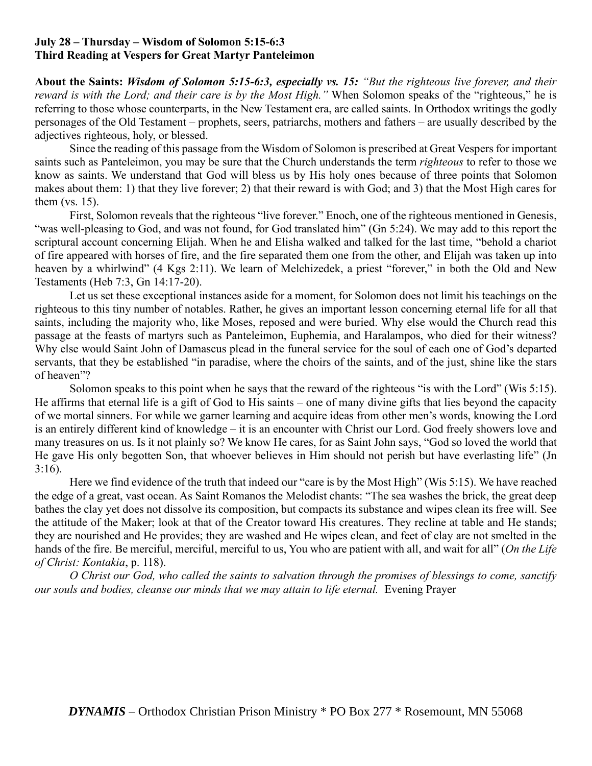**July 28 – Thursday – Wisdom of Solomon 5:15-6:3**
**Third Reading at Vespers for Great Martyr Panteleimon**

**About the Saints:** ***Wisdom of Solomon 5:15-6:3, especially vs. 15:*** *"But the righteous live forever, and their reward is with the Lord; and their care is by the Most High."* When Solomon speaks of the "righteous," he is referring to those whose counterparts, in the New Testament era, are called saints. In Orthodox writings the godly personages of the Old Testament – prophets, seers, patriarchs, mothers and fathers – are usually described by the adjectives righteous, holy, or blessed.

Since the reading of this passage from the Wisdom of Solomon is prescribed at Great Vespers for important saints such as Panteleimon, you may be sure that the Church understands the term *righteous* to refer to those we know as saints. We understand that God will bless us by His holy ones because of three points that Solomon makes about them: 1) that they live forever; 2) that their reward is with God; and 3) that the Most High cares for them (vs. 15).

First, Solomon reveals that the righteous "live forever." Enoch, one of the righteous mentioned in Genesis, "was well-pleasing to God, and was not found, for God translated him" (Gn 5:24). We may add to this report the scriptural account concerning Elijah. When he and Elisha walked and talked for the last time, "behold a chariot of fire appeared with horses of fire, and the fire separated them one from the other, and Elijah was taken up into heaven by a whirlwind" (4 Kgs 2:11). We learn of Melchizedek, a priest "forever," in both the Old and New Testaments (Heb 7:3, Gn 14:17-20).

Let us set these exceptional instances aside for a moment, for Solomon does not limit his teachings on the righteous to this tiny number of notables. Rather, he gives an important lesson concerning eternal life for all that saints, including the majority who, like Moses, reposed and were buried. Why else would the Church read this passage at the feasts of martyrs such as Panteleimon, Euphemia, and Haralampos, who died for their witness? Why else would Saint John of Damascus plead in the funeral service for the soul of each one of God's departed servants, that they be established "in paradise, where the choirs of the saints, and of the just, shine like the stars of heaven"?

Solomon speaks to this point when he says that the reward of the righteous "is with the Lord" (Wis 5:15). He affirms that eternal life is a gift of God to His saints – one of many divine gifts that lies beyond the capacity of we mortal sinners. For while we garner learning and acquire ideas from other men's words, knowing the Lord is an entirely different kind of knowledge – it is an encounter with Christ our Lord. God freely showers love and many treasures on us. Is it not plainly so? We know He cares, for as Saint John says, "God so loved the world that He gave His only begotten Son, that whoever believes in Him should not perish but have everlasting life" (Jn 3:16).

Here we find evidence of the truth that indeed our "care is by the Most High" (Wis 5:15). We have reached the edge of a great, vast ocean. As Saint Romanos the Melodist chants: "The sea washes the brick, the great deep bathes the clay yet does not dissolve its composition, but compacts its substance and wipes clean its free will. See the attitude of the Maker; look at that of the Creator toward His creatures. They recline at table and He stands; they are nourished and He provides; they are washed and He wipes clean, and feet of clay are not smelted in the hands of the fire. Be merciful, merciful, merciful to us, You who are patient with all, and wait for all" (*On the Life of Christ: Kontakia*, p. 118).

*O Christ our God, who called the saints to salvation through the promises of blessings to come, sanctify our souls and bodies, cleanse our minds that we may attain to life eternal.* Evening Prayer

***DYNAMIS*** – Orthodox Christian Prison Ministry * PO Box 277 * Rosemount, MN 55068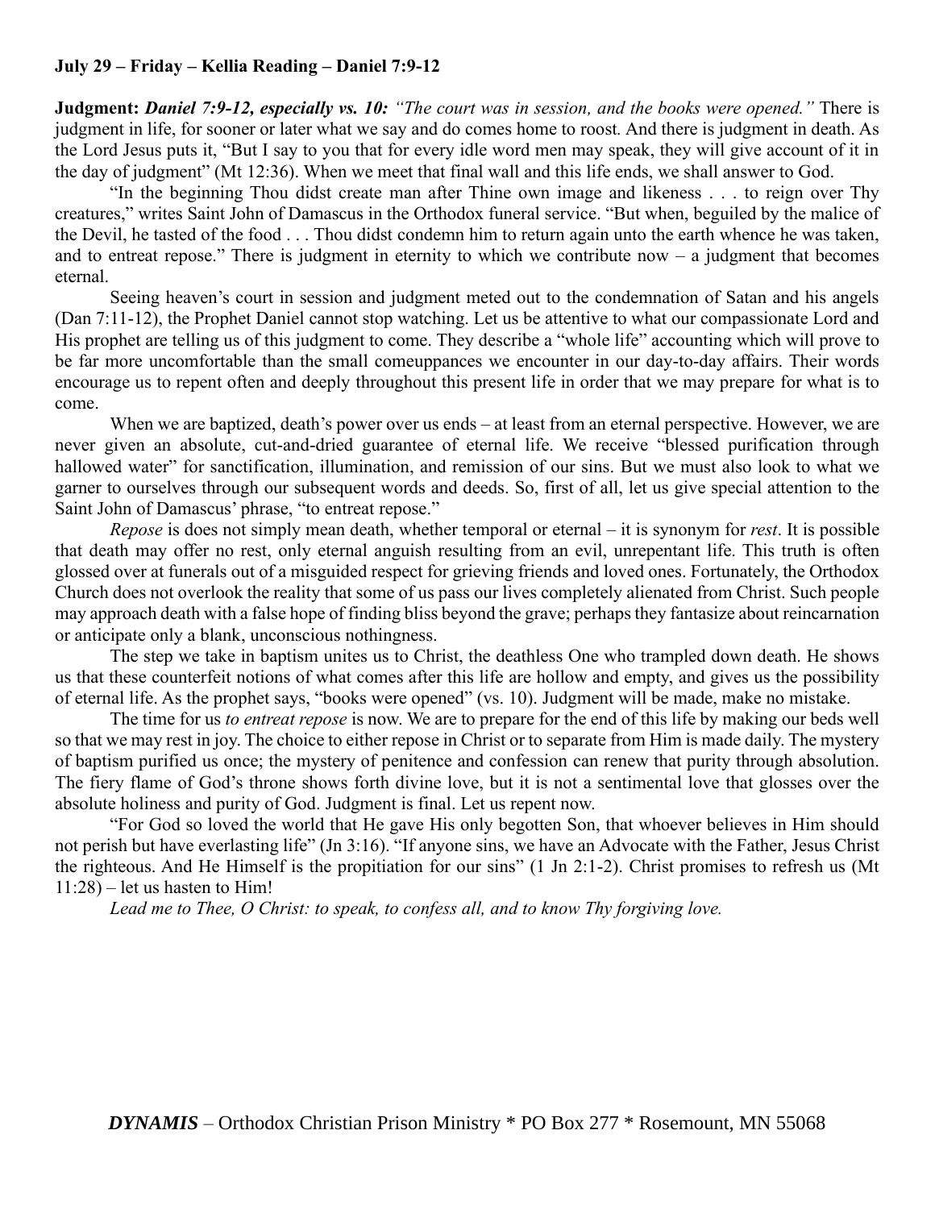**July 29 – Friday – Kellia Reading – Daniel 7:9-12**

**Judgment:** ***Daniel 7:9-12, especially vs. 10:*** *"The court was in session, and the books were opened."* There is judgment in life, for sooner or later what we say and do comes home to roost. And there is judgment in death. As the Lord Jesus puts it, "But I say to you that for every idle word men may speak, they will give account of it in the day of judgment" (Mt 12:36). When we meet that final wall and this life ends, we shall answer to God.

"In the beginning Thou didst create man after Thine own image and likeness . . . to reign over Thy creatures," writes Saint John of Damascus in the Orthodox funeral service. "But when, beguiled by the malice of the Devil, he tasted of the food . . . Thou didst condemn him to return again unto the earth whence he was taken, and to entreat repose." There is judgment in eternity to which we contribute now – a judgment that becomes eternal.

Seeing heaven's court in session and judgment meted out to the condemnation of Satan and his angels (Dan 7:11-12), the Prophet Daniel cannot stop watching. Let us be attentive to what our compassionate Lord and His prophet are telling us of this judgment to come. They describe a "whole life" accounting which will prove to be far more uncomfortable than the small comeuppances we encounter in our day-to-day affairs. Their words encourage us to repent often and deeply throughout this present life in order that we may prepare for what is to come.

When we are baptized, death's power over us ends – at least from an eternal perspective. However, we are never given an absolute, cut-and-dried guarantee of eternal life. We receive "blessed purification through hallowed water" for sanctification, illumination, and remission of our sins. But we must also look to what we garner to ourselves through our subsequent words and deeds. So, first of all, let us give special attention to the Saint John of Damascus' phrase, "to entreat repose."

*Repose* is does not simply mean death, whether temporal or eternal – it is synonym for *rest*. It is possible that death may offer no rest, only eternal anguish resulting from an evil, unrepentant life. This truth is often glossed over at funerals out of a misguided respect for grieving friends and loved ones. Fortunately, the Orthodox Church does not overlook the reality that some of us pass our lives completely alienated from Christ. Such people may approach death with a false hope of finding bliss beyond the grave; perhaps they fantasize about reincarnation or anticipate only a blank, unconscious nothingness.

The step we take in baptism unites us to Christ, the deathless One who trampled down death. He shows us that these counterfeit notions of what comes after this life are hollow and empty, and gives us the possibility of eternal life. As the prophet says, "books were opened" (vs. 10). Judgment will be made, make no mistake.

The time for us *to entreat repose* is now. We are to prepare for the end of this life by making our beds well so that we may rest in joy. The choice to either repose in Christ or to separate from Him is made daily. The mystery of baptism purified us once; the mystery of penitence and confession can renew that purity through absolution. The fiery flame of God's throne shows forth divine love, but it is not a sentimental love that glosses over the absolute holiness and purity of God. Judgment is final. Let us repent now.

"For God so loved the world that He gave His only begotten Son, that whoever believes in Him should not perish but have everlasting life" (Jn 3:16). "If anyone sins, we have an Advocate with the Father, Jesus Christ the righteous. And He Himself is the propitiation for our sins" (1 Jn 2:1-2). Christ promises to refresh us (Mt 11:28) – let us hasten to Him!

*Lead me to Thee, O Christ: to speak, to confess all, and to know Thy forgiving love.*

***DYNAMIS*** – Orthodox Christian Prison Ministry * PO Box 277 * Rosemount, MN 55068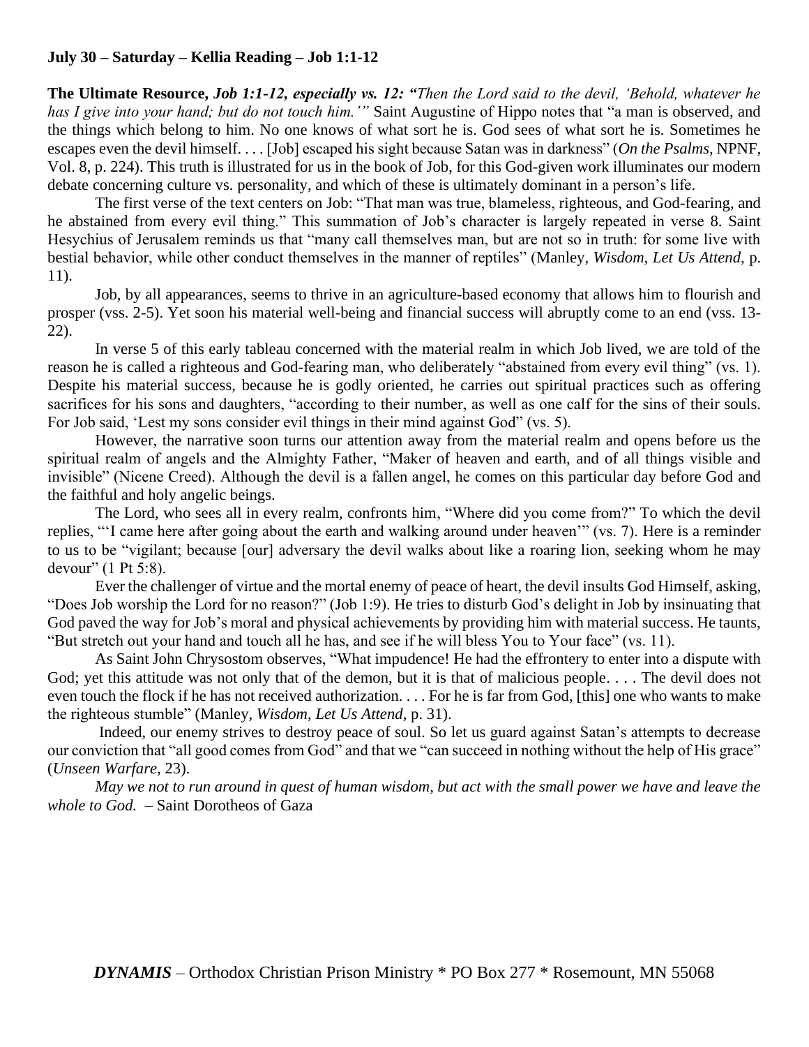**July 30 – Saturday – Kellia Reading – Job 1:1-12**

**The Ultimate Resource,** ***Job 1:1-12, especially vs. 12: "****Then the Lord said to the devil, 'Behold, whatever he has I give into your hand; but do not touch him.'"* Saint Augustine of Hippo notes that "a man is observed, and the things which belong to him. No one knows of what sort he is. God sees of what sort he is. Sometimes he escapes even the devil himself. . . . [Job] escaped his sight because Satan was in darkness" (*On the Psalms,* NPNF, Vol. 8, p. 224). This truth is illustrated for us in the book of Job, for this God-given work illuminates our modern debate concerning culture vs. personality, and which of these is ultimately dominant in a person's life.

The first verse of the text centers on Job: "That man was true, blameless, righteous, and God-fearing, and he abstained from every evil thing." This summation of Job's character is largely repeated in verse 8. Saint Hesychius of Jerusalem reminds us that "many call themselves man, but are not so in truth: for some live with bestial behavior, while other conduct themselves in the manner of reptiles" (Manley, *Wisdom, Let Us Attend*, p. 11).

Job, by all appearances, seems to thrive in an agriculture-based economy that allows him to flourish and prosper (vss. 2-5). Yet soon his material well-being and financial success will abruptly come to an end (vss. 13-22).

In verse 5 of this early tableau concerned with the material realm in which Job lived, we are told of the reason he is called a righteous and God-fearing man, who deliberately "abstained from every evil thing" (vs. 1). Despite his material success, because he is godly oriented, he carries out spiritual practices such as offering sacrifices for his sons and daughters, "according to their number, as well as one calf for the sins of their souls. For Job said, 'Lest my sons consider evil things in their mind against God" (vs. 5).

However, the narrative soon turns our attention away from the material realm and opens before us the spiritual realm of angels and the Almighty Father, "Maker of heaven and earth, and of all things visible and invisible" (Nicene Creed). Although the devil is a fallen angel, he comes on this particular day before God and the faithful and holy angelic beings.

The Lord, who sees all in every realm, confronts him, "Where did you come from?" To which the devil replies, "'I came here after going about the earth and walking around under heaven'" (vs. 7). Here is a reminder to us to be "vigilant; because [our] adversary the devil walks about like a roaring lion, seeking whom he may devour" (1 Pt 5:8).

Ever the challenger of virtue and the mortal enemy of peace of heart, the devil insults God Himself, asking, "Does Job worship the Lord for no reason?" (Job 1:9). He tries to disturb God's delight in Job by insinuating that God paved the way for Job's moral and physical achievements by providing him with material success. He taunts, "But stretch out your hand and touch all he has, and see if he will bless You to Your face" (vs. 11).

As Saint John Chrysostom observes, "What impudence! He had the effrontery to enter into a dispute with God; yet this attitude was not only that of the demon, but it is that of malicious people. . . . The devil does not even touch the flock if he has not received authorization. . . . For he is far from God, [this] one who wants to make the righteous stumble" (Manley, *Wisdom, Let Us Attend*, p. 31).

Indeed, our enemy strives to destroy peace of soul. So let us guard against Satan's attempts to decrease our conviction that "all good comes from God" and that we "can succeed in nothing without the help of His grace" (*Unseen Warfare,* 23).

*May we not to run around in quest of human wisdom, but act with the small power we have and leave the whole to God.* – Saint Dorotheos of Gaza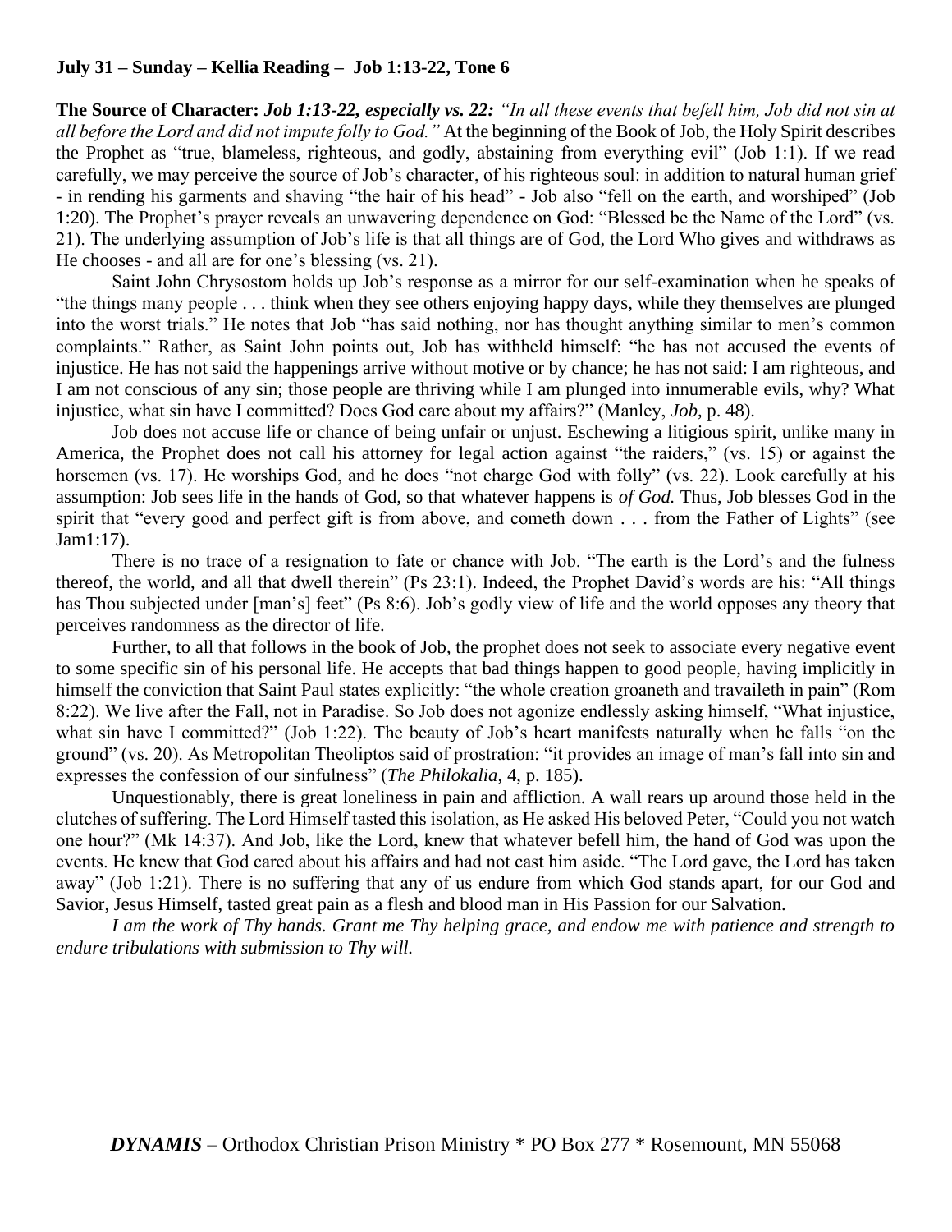**July 31 – Sunday – Kellia Reading – Job 1:13-22, Tone 6**

**The Source of Character:** ***Job 1:13-22, especially vs. 22:*** *"In all these events that befell him, Job did not sin at all before the Lord and did not impute folly to God."* At the beginning of the Book of Job, the Holy Spirit describes the Prophet as "true, blameless, righteous, and godly, abstaining from everything evil" (Job 1:1). If we read carefully, we may perceive the source of Job's character, of his righteous soul: in addition to natural human grief - in rending his garments and shaving "the hair of his head" - Job also "fell on the earth, and worshiped" (Job 1:20). The Prophet's prayer reveals an unwavering dependence on God: "Blessed be the Name of the Lord" (vs. 21). The underlying assumption of Job's life is that all things are of God, the Lord Who gives and withdraws as He chooses - and all are for one's blessing (vs. 21).

Saint John Chrysostom holds up Job's response as a mirror for our self-examination when he speaks of "the things many people . . . think when they see others enjoying happy days, while they themselves are plunged into the worst trials." He notes that Job "has said nothing, nor has thought anything similar to men's common complaints." Rather, as Saint John points out, Job has withheld himself: "he has not accused the events of injustice. He has not said the happenings arrive without motive or by chance; he has not said: I am righteous, and I am not conscious of any sin; those people are thriving while I am plunged into innumerable evils, why? What injustice, what sin have I committed? Does God care about my affairs?" (Manley, *Job*, p. 48).

Job does not accuse life or chance of being unfair or unjust. Eschewing a litigious spirit, unlike many in America, the Prophet does not call his attorney for legal action against "the raiders," (vs. 15) or against the horsemen (vs. 17). He worships God, and he does "not charge God with folly" (vs. 22). Look carefully at his assumption: Job sees life in the hands of God, so that whatever happens is *of God.* Thus, Job blesses God in the spirit that "every good and perfect gift is from above, and cometh down . . . from the Father of Lights" (see Jam1:17).

There is no trace of a resignation to fate or chance with Job. "The earth is the Lord's and the fulness thereof, the world, and all that dwell therein" (Ps 23:1). Indeed, the Prophet David's words are his: "All things has Thou subjected under [man's] feet" (Ps 8:6). Job's godly view of life and the world opposes any theory that perceives randomness as the director of life.

Further, to all that follows in the book of Job, the prophet does not seek to associate every negative event to some specific sin of his personal life. He accepts that bad things happen to good people, having implicitly in himself the conviction that Saint Paul states explicitly: "the whole creation groaneth and travaileth in pain" (Rom 8:22). We live after the Fall, not in Paradise. So Job does not agonize endlessly asking himself, "What injustice, what sin have I committed?" (Job 1:22). The beauty of Job's heart manifests naturally when he falls "on the ground" (vs. 20). As Metropolitan Theoliptos said of prostration: "it provides an image of man's fall into sin and expresses the confession of our sinfulness" (*The Philokalia*, 4, p. 185).

Unquestionably, there is great loneliness in pain and affliction. A wall rears up around those held in the clutches of suffering. The Lord Himself tasted this isolation, as He asked His beloved Peter, "Could you not watch one hour?" (Mk 14:37). And Job, like the Lord, knew that whatever befell him, the hand of God was upon the events. He knew that God cared about his affairs and had not cast him aside. "The Lord gave, the Lord has taken away" (Job 1:21). There is no suffering that any of us endure from which God stands apart, for our God and Savior, Jesus Himself, tasted great pain as a flesh and blood man in His Passion for our Salvation.

*I am the work of Thy hands. Grant me Thy helping grace, and endow me with patience and strength to endure tribulations with submission to Thy will.*

***DYNAMIS*** – Orthodox Christian Prison Ministry * PO Box 277 * Rosemount, MN 55068